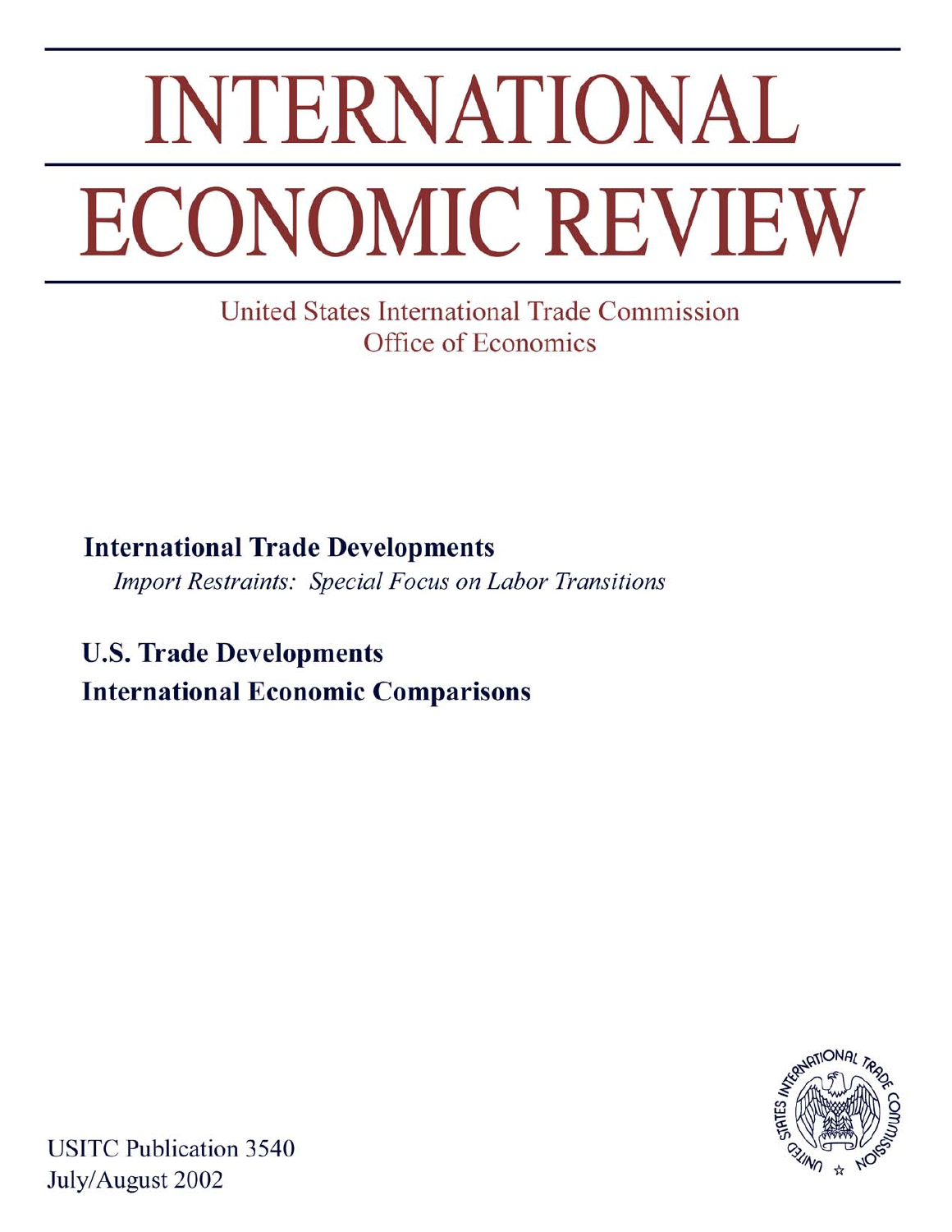# INTERNATIONAL ECONOMIC REVIEW

United States International Trade Commission
Office of Economics

**International Trade Developments**

*Import Restraints: Special Focus on Labor Transitions*

**U.S. Trade Developments**

**International Economic Comparisons**

USITC Publication 3540
July/August 2002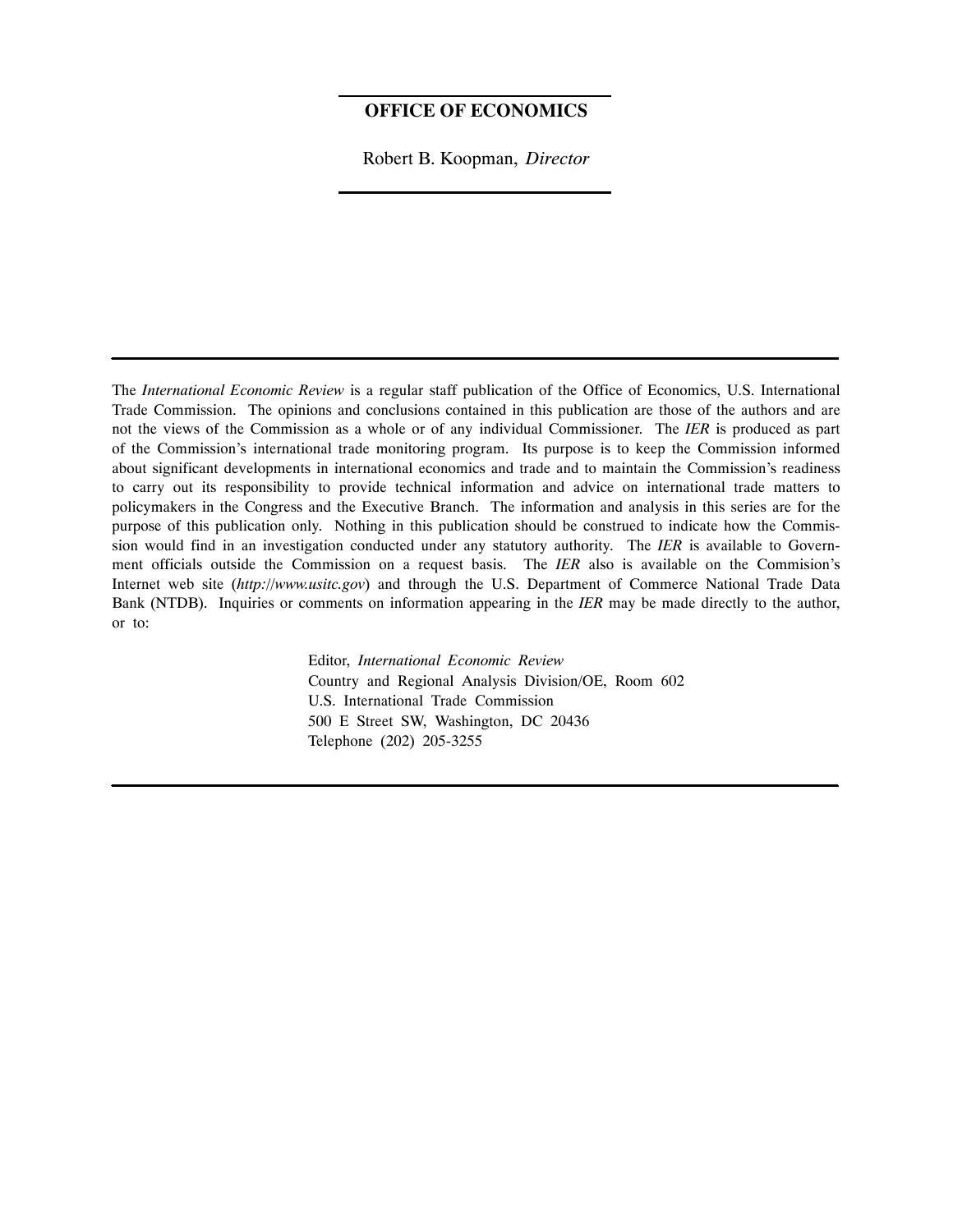**OFFICE OF ECONOMICS**

Robert B. Koopman, *Director*

---

The *International Economic Review* is a regular staff publication of the Office of Economics, U.S. International Trade Commission. The opinions and conclusions contained in this publication are those of the authors and are not the views of the Commission as a whole or of any individual Commissioner. The *IER* is produced as part of the Commission's international trade monitoring program. Its purpose is to keep the Commission informed about significant developments in international economics and trade and to maintain the Commission's readiness to carry out its responsibility to provide technical information and advice on international trade matters to policymakers in the Congress and the Executive Branch. The information and analysis in this series are for the purpose of this publication only. Nothing in this publication should be construed to indicate how the Commission would find in an investigation conducted under any statutory authority. The *IER* is available to Government officials outside the Commission on a request basis. The *IER* also is available on the Commision's Internet web site (*http://www.usitc.gov*) and through the U.S. Department of Commerce National Trade Data Bank (NTDB). Inquiries or comments on information appearing in the *IER* may be made directly to the author, or to:

Editor, *International Economic Review*
Country and Regional Analysis Division/OE, Room 602
U.S. International Trade Commission
500 E Street SW, Washington, DC 20436
Telephone (202) 205-3255

---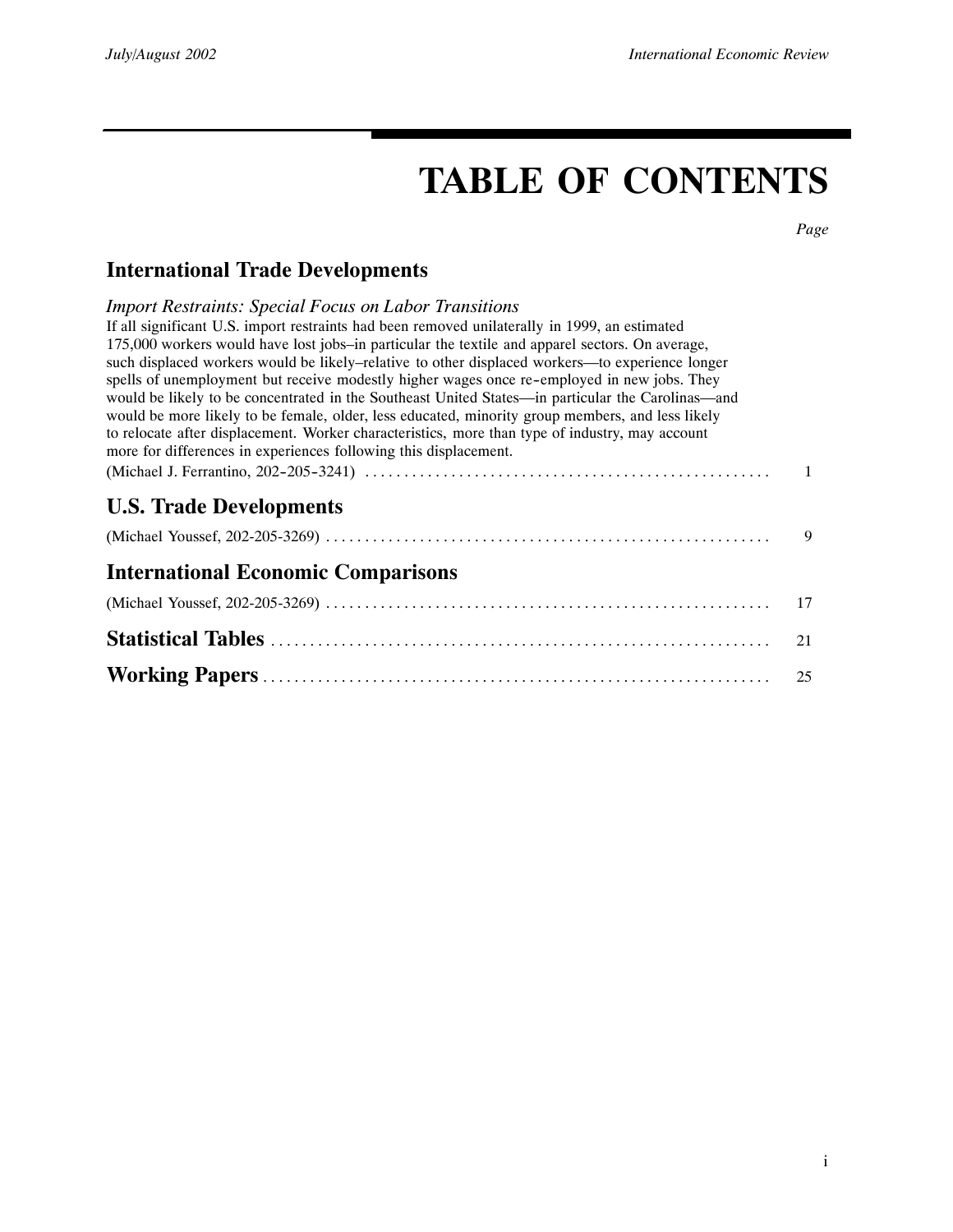# TABLE OF CONTENTS

Page

## International Trade Developments

*Import Restraints: Special Focus on Labor Transitions*

If all significant U.S. import restraints had been removed unilaterally in 1999, an estimated 175,000 workers would have lost jobs–in particular the textile and apparel sectors. On average, such displaced workers would be likely–relative to other displaced workers—to experience longer spells of unemployment but receive modestly higher wages once re-employed in new jobs. They would be likely to be concentrated in the Southeast United States—in particular the Carolinas—and would be more likely to be female, older, less educated, minority group members, and less likely to relocate after displacement. Worker characteristics, more than type of industry, may account more for differences in experiences following this displacement.

(Michael J. Ferrantino, 202-205-3241) .................................................... 1

## U.S. Trade Developments

(Michael Youssef, 202-205-3269) .................................................... 9

## International Economic Comparisons

(Michael Youssef, 202-205-3269) .................................................... 17

## Statistical Tables .................................................... 21

## Working Papers .................................................... 25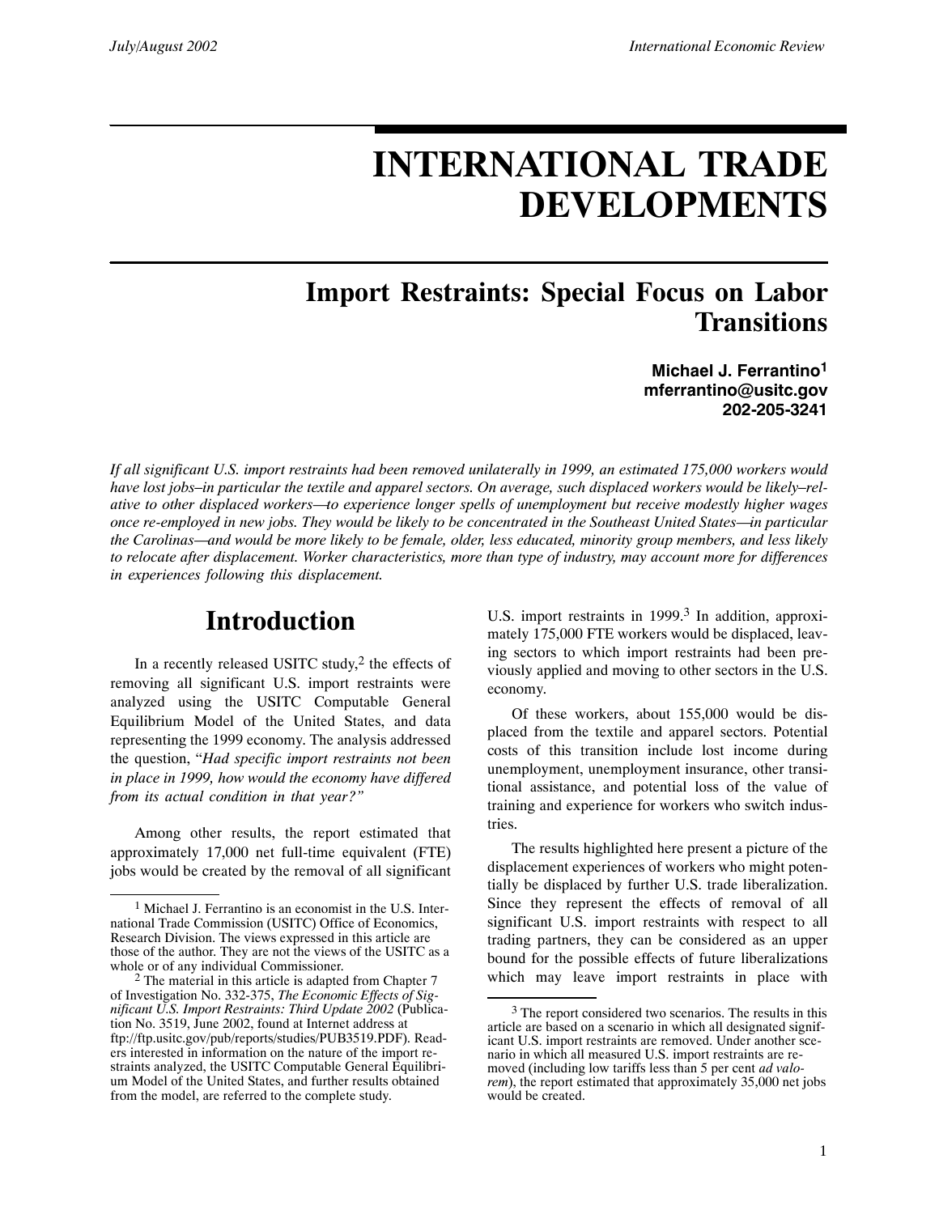# INTERNATIONAL TRADE DEVELOPMENTS

## Import Restraints: Special Focus on Labor Transitions

**Michael J. Ferrantino[1]**
**mferrantino@usitc.gov**
**202-205-3241**

*If all significant U.S. import restraints had been removed unilaterally in 1999, an estimated 175,000 workers would have lost jobs–in particular the textile and apparel sectors. On average, such displaced workers would be likely–relative to other displaced workers—to experience longer spells of unemployment but receive modestly higher wages once re-employed in new jobs. They would be likely to be concentrated in the Southeast United States—in particular the Carolinas—and would be more likely to be female, older, less educated, minority group members, and less likely to relocate after displacement. Worker characteristics, more than type of industry, may account more for differences in experiences following this displacement.*

## Introduction

In a recently released USITC study,[2] the effects of removing all significant U.S. import restraints were analyzed using the USITC Computable General Equilibrium Model of the United States, and data representing the 1999 economy. The analysis addressed the question, "*Had specific import restraints not been in place in 1999, how would the economy have differed from its actual condition in that year?"*

Among other results, the report estimated that approximately 17,000 net full-time equivalent (FTE) jobs would be created by the removal of all significant U.S. import restraints in 1999.[3] In addition, approximately 175,000 FTE workers would be displaced, leaving sectors to which import restraints had been previously applied and moving to other sectors in the U.S. economy.

Of these workers, about 155,000 would be displaced from the textile and apparel sectors. Potential costs of this transition include lost income during unemployment, unemployment insurance, other transitional assistance, and potential loss of the value of training and experience for workers who switch industries.

The results highlighted here present a picture of the displacement experiences of workers who might potentially be displaced by further U.S. trade liberalization. Since they represent the effects of removal of all significant U.S. import restraints with respect to all trading partners, they can be considered as an upper bound for the possible effects of future liberalizations which may leave import restraints in place with

---

[1] Michael J. Ferrantino is an economist in the U.S. International Trade Commission (USITC) Office of Economics, Research Division. The views expressed in this article are those of the author. They are not the views of the USITC as a whole or of any individual Commissioner.

[2] The material in this article is adapted from Chapter 7 of Investigation No. 332-375, *The Economic Effects of Significant U.S. Import Restraints: Third Update 2002* (Publication No. 3519, June 2002, found at Internet address at ftp://ftp.usitc.gov/pub/reports/studies/PUB3519.PDF). Readers interested in information on the nature of the import restraints analyzed, the USITC Computable General Equilibrium Model of the United States, and further results obtained from the model, are referred to the complete study.

[3] The report considered two scenarios. The results in this article are based on a scenario in which all designated significant U.S. import restraints are removed. Under another scenario in which all measured U.S. import restraints are removed (including low tariffs less than 5 per cent *ad valorem*), the report estimated that approximately 35,000 net jobs would be created.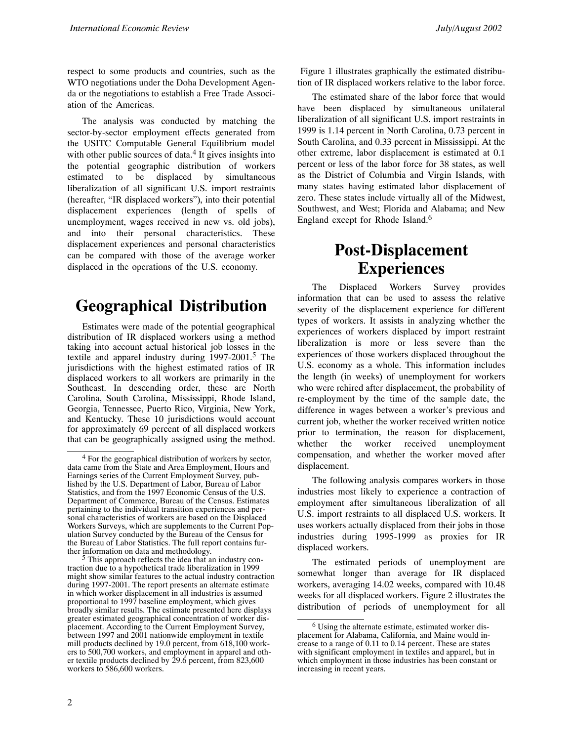respect to some products and countries, such as the WTO negotiations under the Doha Development Agenda or the negotiations to establish a Free Trade Association of the Americas.

The analysis was conducted by matching the sector-by-sector employment effects generated from the USITC Computable General Equilibrium model with other public sources of data.[4] It gives insights into the potential geographic distribution of workers estimated to be displaced by simultaneous liberalization of all significant U.S. import restraints (hereafter, "IR displaced workers"), into their potential displacement experiences (length of spells of unemployment, wages received in new vs. old jobs), and into their personal characteristics. These displacement experiences and personal characteristics can be compared with those of the average worker displaced in the operations of the U.S. economy.

# Geographical Distribution

Estimates were made of the potential geographical distribution of IR displaced workers using a method taking into account actual historical job losses in the textile and apparel industry during 1997-2001.[5] The jurisdictions with the highest estimated ratios of IR displaced workers to all workers are primarily in the Southeast. In descending order, these are North Carolina, South Carolina, Mississippi, Rhode Island, Georgia, Tennessee, Puerto Rico, Virginia, New York, and Kentucky. These 10 jurisdictions would account for approximately 69 percent of all displaced workers that can be geographically assigned using the method. Figure 1 illustrates graphically the estimated distribution of IR displaced workers relative to the labor force.

The estimated share of the labor force that would have been displaced by simultaneous unilateral liberalization of all significant U.S. import restraints in 1999 is 1.14 percent in North Carolina, 0.73 percent in South Carolina, and 0.33 percent in Mississippi. At the other extreme, labor displacement is estimated at 0.1 percent or less of the labor force for 38 states, as well as the District of Columbia and Virgin Islands, with many states having estimated labor displacement of zero. These states include virtually all of the Midwest, Southwest, and West; Florida and Alabama; and New England except for Rhode Island.[6]

# Post-Displacement Experiences

The Displaced Workers Survey provides information that can be used to assess the relative severity of the displacement experience for different types of workers. It assists in analyzing whether the experiences of workers displaced by import restraint liberalization is more or less severe than the experiences of those workers displaced throughout the U.S. economy as a whole. This information includes the length (in weeks) of unemployment for workers who were rehired after displacement, the probability of re-employment by the time of the sample date, the difference in wages between a worker's previous and current job, whether the worker received written notice prior to termination, the reason for displacement, whether the worker received unemployment compensation, and whether the worker moved after displacement.

The following analysis compares workers in those industries most likely to experience a contraction of employment after simultaneous liberalization of all U.S. import restraints to all displaced U.S. workers. It uses workers actually displaced from their jobs in those industries during 1995-1999 as proxies for IR displaced workers.

The estimated periods of unemployment are somewhat longer than average for IR displaced workers, averaging 14.02 weeks, compared with 10.48 weeks for all displaced workers. Figure 2 illustrates the distribution of periods of unemployment for all

---

[4] For the geographical distribution of workers by sector, data came from the State and Area Employment, Hours and Earnings series of the Current Employment Survey, published by the U.S. Department of Labor, Bureau of Labor Statistics, and from the 1997 Economic Census of the U.S. Department of Commerce, Bureau of the Census. Estimates pertaining to the individual transition experiences and personal characteristics of workers are based on the Displaced Workers Surveys, which are supplements to the Current Population Survey conducted by the Bureau of the Census for the Bureau of Labor Statistics. The full report contains further information on data and methodology.

[5] This approach reflects the idea that an industry contraction due to a hypothetical trade liberalization in 1999 might show similar features to the actual industry contraction during 1997-2001. The report presents an alternate estimate in which worker displacement in all industries is assumed proportional to 1997 baseline employment, which gives broadly similar results. The estimate presented here displays greater estimated geographical concentration of worker displacement. According to the Current Employment Survey, between 1997 and 2001 nationwide employment in textile mill products declined by 19.0 percent, from 618,100 workers to 500,700 workers, and employment in apparel and other textile products declined by 29.6 percent, from 823,600 workers to 586,600 workers.

[6] Using the alternate estimate, estimated worker displacement for Alabama, California, and Maine would increase to a range of 0.11 to 0.14 percent. These are states with significant employment in textiles and apparel, but in which employment in those industries has been constant or increasing in recent years.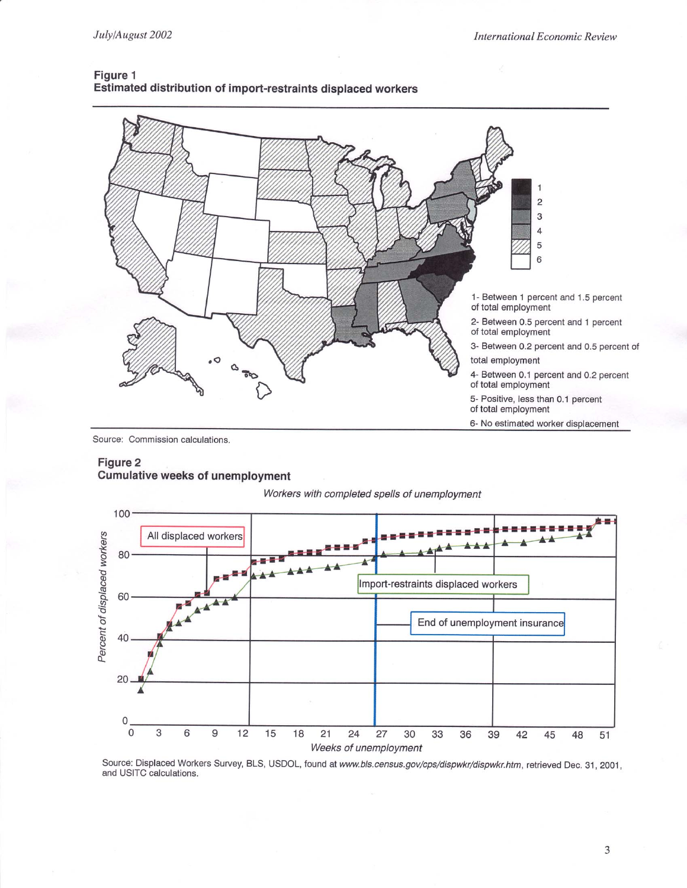**Figure 1**
**Estimated distribution of import-restraints displaced workers**

1- Between 1 percent and 1.5 percent of total employment

2- Between 0.5 percent and 1 percent of total employment

3- Between 0.2 percent and 0.5 percent of total employment

4- Between 0.1 percent and 0.2 percent of total employment

5- Positive, less than 0.1 percent of total employment

6- No estimated worker displacement

Source: Commission calculations.

**Figure 2**
**Cumulative weeks of unemployment**

*Workers with completed spells of unemployment*

Source: Displaced Workers Survey, BLS, USDOL, found at *www.bls.census.gov/cps/dispwkr/dispwkr.htm*, retrieved Dec. 31, 2001, and USITC calculations.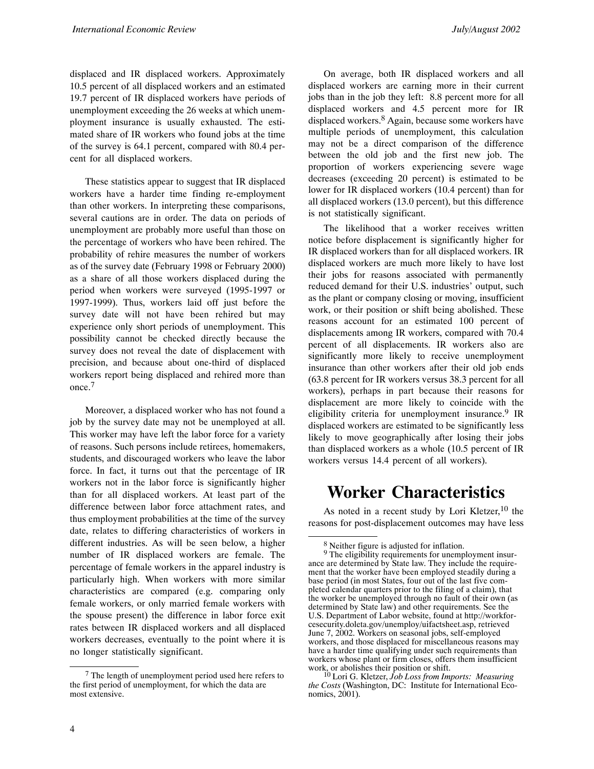displaced and IR displaced workers. Approximately 10.5 percent of all displaced workers and an estimated 19.7 percent of IR displaced workers have periods of unemployment exceeding the 26 weeks at which unemployment insurance is usually exhausted. The estimated share of IR workers who found jobs at the time of the survey is 64.1 percent, compared with 80.4 percent for all displaced workers.

These statistics appear to suggest that IR displaced workers have a harder time finding re-employment than other workers. In interpreting these comparisons, several cautions are in order. The data on periods of unemployment are probably more useful than those on the percentage of workers who have been rehired. The probability of rehire measures the number of workers as of the survey date (February 1998 or February 2000) as a share of all those workers displaced during the period when workers were surveyed (1995-1997 or 1997-1999). Thus, workers laid off just before the survey date will not have been rehired but may experience only short periods of unemployment. This possibility cannot be checked directly because the survey does not reveal the date of displacement with precision, and because about one-third of displaced workers report being displaced and rehired more than once.[7]

Moreover, a displaced worker who has not found a job by the survey date may not be unemployed at all. This worker may have left the labor force for a variety of reasons. Such persons include retirees, homemakers, students, and discouraged workers who leave the labor force. In fact, it turns out that the percentage of IR workers not in the labor force is significantly higher than for all displaced workers. At least part of the difference between labor force attachment rates, and thus employment probabilities at the time of the survey date, relates to differing characteristics of workers in different industries. As will be seen below, a higher number of IR displaced workers are female. The percentage of female workers in the apparel industry is particularly high. When workers with more similar characteristics are compared (e.g. comparing only female workers, or only married female workers with the spouse present) the difference in labor force exit rates between IR displaced workers and all displaced workers decreases, eventually to the point where it is no longer statistically significant.

On average, both IR displaced workers and all displaced workers are earning more in their current jobs than in the job they left: 8.8 percent more for all displaced workers and 4.5 percent more for IR displaced workers.[8] Again, because some workers have multiple periods of unemployment, this calculation may not be a direct comparison of the difference between the old job and the first new job. The proportion of workers experiencing severe wage decreases (exceeding 20 percent) is estimated to be lower for IR displaced workers (10.4 percent) than for all displaced workers (13.0 percent), but this difference is not statistically significant.

The likelihood that a worker receives written notice before displacement is significantly higher for IR displaced workers than for all displaced workers. IR displaced workers are much more likely to have lost their jobs for reasons associated with permanently reduced demand for their U.S. industries' output, such as the plant or company closing or moving, insufficient work, or their position or shift being abolished. These reasons account for an estimated 100 percent of displacements among IR workers, compared with 70.4 percent of all displacements. IR workers also are significantly more likely to receive unemployment insurance than other workers after their old job ends (63.8 percent for IR workers versus 38.3 percent for all workers), perhaps in part because their reasons for displacement are more likely to coincide with the eligibility criteria for unemployment insurance.[9] IR displaced workers are estimated to be significantly less likely to move geographically after losing their jobs than displaced workers as a whole (10.5 percent of IR workers versus 14.4 percent of all workers).

## Worker Characteristics

As noted in a recent study by Lori Kletzer,[10] the reasons for post-displacement outcomes may have less

---

[7] The length of unemployment period used here refers to the first period of unemployment, for which the data are most extensive.

[8] Neither figure is adjusted for inflation.

[9] The eligibility requirements for unemployment insurance are determined by State law. They include the requirement that the worker have been employed steadily during a base period (in most States, four out of the last five completed calendar quarters prior to the filing of a claim), that the worker be unemployed through no fault of their own (as determined by State law) and other requirements. See the U.S. Department of Labor website, found at http://workforcesecurity.doleta.gov/unemploy/uifactsheet.asp, retrieved June 7, 2002. Workers on seasonal jobs, self-employed workers, and those displaced for miscellaneous reasons may have a harder time qualifying under such requirements than workers whose plant or firm closes, offers them insufficient work, or abolishes their position or shift.

[10] Lori G. Kletzer, *Job Loss from Imports: Measuring the Costs* (Washington, DC: Institute for International Economics, 2001).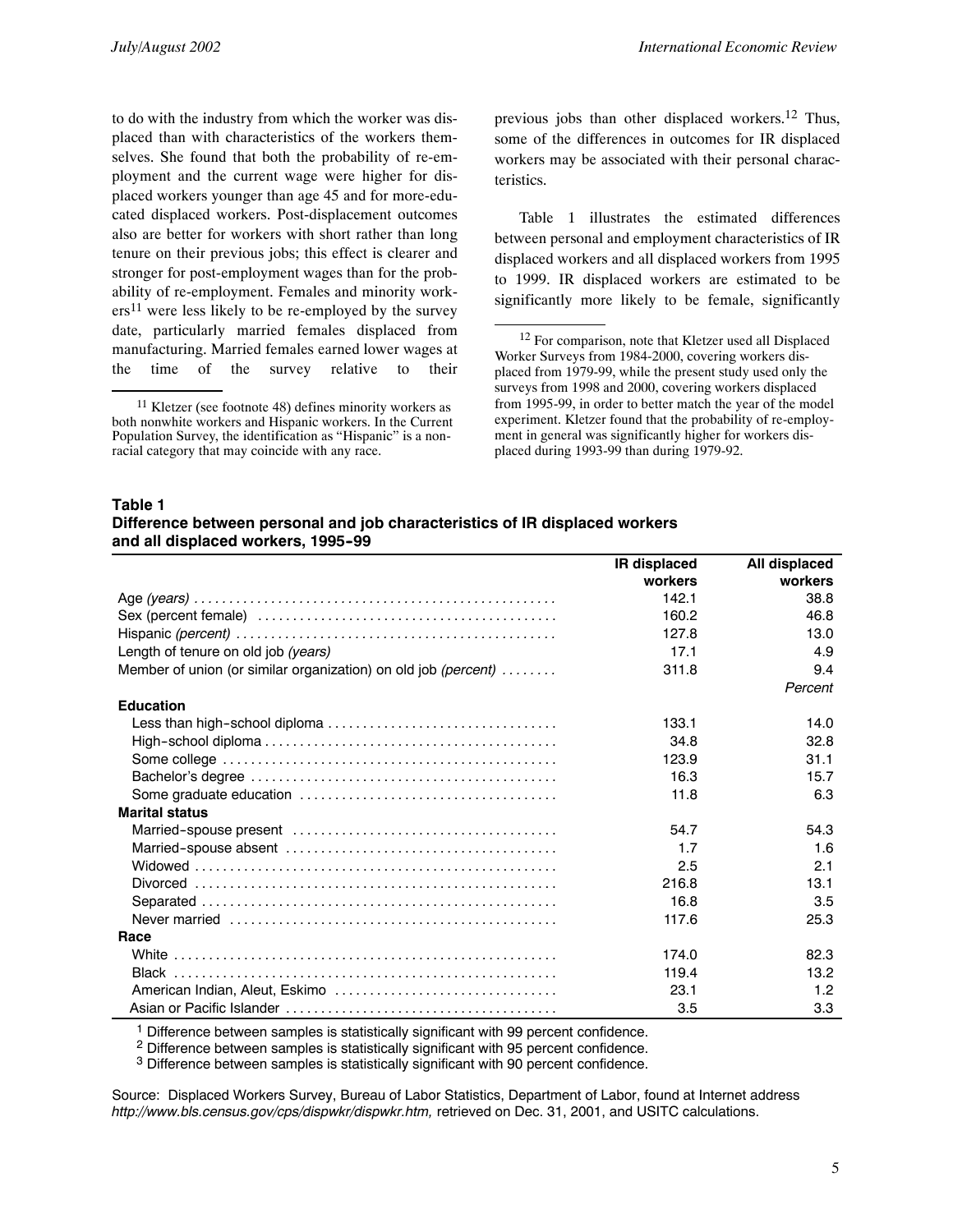to do with the industry from which the worker was displaced than with characteristics of the workers themselves. She found that both the probability of re-employment and the current wage were higher for displaced workers younger than age 45 and for more-educated displaced workers. Post-displacement outcomes also are better for workers with short rather than long tenure on their previous jobs; this effect is clearer and stronger for post-employment wages than for the probability of re-employment. Females and minority workers[11] were less likely to be re-employed by the survey date, particularly married females displaced from manufacturing. Married females earned lower wages at the time of the survey relative to their previous jobs than other displaced workers.[12] Thus, some of the differences in outcomes for IR displaced workers may be associated with their personal characteristics.

Table 1 illustrates the estimated differences between personal and employment characteristics of IR displaced workers and all displaced workers from 1995 to 1999. IR displaced workers are estimated to be significantly more likely to be female, significantly

[11] Kletzer (see footnote 48) defines minority workers as both nonwhite workers and Hispanic workers. In the Current Population Survey, the identification as "Hispanic" is a non-racial category that may coincide with any race.

[12] For comparison, note that Kletzer used all Displaced Worker Surveys from 1984-2000, covering workers displaced from 1979-99, while the present study used only the surveys from 1998 and 2000, covering workers displaced from 1995-99, in order to better match the year of the model experiment. Kletzer found that the probability of re-employment in general was significantly higher for workers displaced during 1993-99 than during 1979-92.

**Table 1**
**Difference between personal and job characteristics of IR displaced workers and all displaced workers, 1995-99**

| | IR displaced workers | All displaced workers |
|---|---|---|
| Age *(years)* | 42.1[1] | 38.8 |
| Sex (percent female) | 60.2[1] | 46.8 |
| Hispanic *(percent)* | 27.8[1] | 13.0 |
| Length of tenure on old job *(years)* | 7.1[1] | 4.9 |
| Member of union (or similar organization) on old job *(percent)* | 11.8[3] | 9.4 |
| | | *Percent* |
| **Education** | | |
| Less than high-school diploma | 33.1[1] | 14.0 |
| High-school diploma | 34.8 | 32.8 |
| Some college | 23.9[1] | 31.1 |
| Bachelor's degree | 6.3[1] | 15.7 |
| Some graduate education | 1.8[1] | 6.3 |
| **Marital status** | | |
| Married-spouse present | 54.7 | 54.3 |
| Married-spouse absent | 1.7 | 1.6 |
| Widowed | 2.5 | 2.1 |
| Divorced | 16.8[2] | 13.1 |
| Separated | 6.8[1] | 3.5 |
| Never married | 17.6[1] | 25.3 |
| **Race** | | |
| White | 74.0[1] | 82.3 |
| Black | 19.4[1] | 13.2 |
| American Indian, Aleut, Eskimo | 3.1[2] | 1.2 |
| Asian or Pacific Islander | 3.5 | 3.3 |

[1] Difference between samples is statistically significant with 99 percent confidence.

[2] Difference between samples is statistically significant with 95 percent confidence.

[3] Difference between samples is statistically significant with 90 percent confidence.

Source: Displaced Workers Survey, Bureau of Labor Statistics, Department of Labor, found at Internet address *http://www.bls.census.gov/cps/dispwkr/dispwkr.htm,* retrieved on Dec. 31, 2001, and USITC calculations.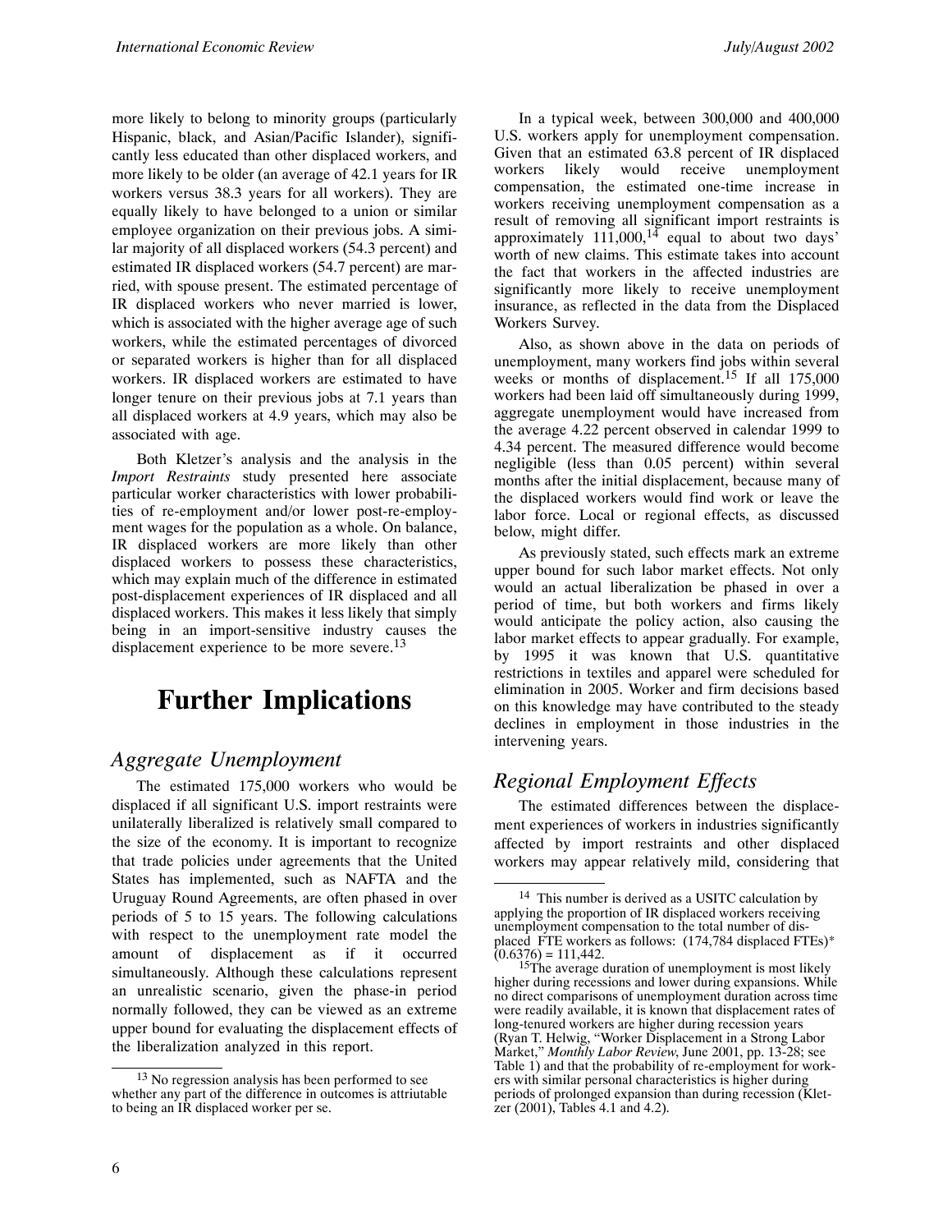more likely to belong to minority groups (particularly Hispanic, black, and Asian/Pacific Islander), significantly less educated than other displaced workers, and more likely to be older (an average of 42.1 years for IR workers versus 38.3 years for all workers). They are equally likely to have belonged to a union or similar employee organization on their previous jobs. A similar majority of all displaced workers (54.3 percent) and estimated IR displaced workers (54.7 percent) are married, with spouse present. The estimated percentage of IR displaced workers who never married is lower, which is associated with the higher average age of such workers, while the estimated percentages of divorced or separated workers is higher than for all displaced workers. IR displaced workers are estimated to have longer tenure on their previous jobs at 7.1 years than all displaced workers at 4.9 years, which may also be associated with age.

Both Kletzer's analysis and the analysis in the *Import Restraints* study presented here associate particular worker characteristics with lower probabilities of re-employment and/or lower post-re-employment wages for the population as a whole. On balance, IR displaced workers are more likely than other displaced workers to possess these characteristics, which may explain much of the difference in estimated post-displacement experiences of IR displaced and all displaced workers. This makes it less likely that simply being in an import-sensitive industry causes the displacement experience to be more severe.[13]

# Further Implications

## Aggregate Unemployment

The estimated 175,000 workers who would be displaced if all significant U.S. import restraints were unilaterally liberalized is relatively small compared to the size of the economy. It is important to recognize that trade policies under agreements that the United States has implemented, such as NAFTA and the Uruguay Round Agreements, are often phased in over periods of 5 to 15 years. The following calculations with respect to the unemployment rate model the amount of displacement as if it occurred simultaneously. Although these calculations represent an unrealistic scenario, given the phase-in period normally followed, they can be viewed as an extreme upper bound for evaluating the displacement effects of the liberalization analyzed in this report.

In a typical week, between 300,000 and 400,000 U.S. workers apply for unemployment compensation. Given that an estimated 63.8 percent of IR displaced workers likely would receive unemployment compensation, the estimated one-time increase in workers receiving unemployment compensation as a result of removing all significant import restraints is approximately 111,000,[14] equal to about two days' worth of new claims. This estimate takes into account the fact that workers in the affected industries are significantly more likely to receive unemployment insurance, as reflected in the data from the Displaced Workers Survey.

Also, as shown above in the data on periods of unemployment, many workers find jobs within several weeks or months of displacement.[15] If all 175,000 workers had been laid off simultaneously during 1999, aggregate unemployment would have increased from the average 4.22 percent observed in calendar 1999 to 4.34 percent. The measured difference would become negligible (less than 0.05 percent) within several months after the initial displacement, because many of the displaced workers would find work or leave the labor force. Local or regional effects, as discussed below, might differ.

As previously stated, such effects mark an extreme upper bound for such labor market effects. Not only would an actual liberalization be phased in over a period of time, but both workers and firms likely would anticipate the policy action, also causing the labor market effects to appear gradually. For example, by 1995 it was known that U.S. quantitative restrictions in textiles and apparel were scheduled for elimination in 2005. Worker and firm decisions based on this knowledge may have contributed to the steady declines in employment in those industries in the intervening years.

## Regional Employment Effects

The estimated differences between the displacement experiences of workers in industries significantly affected by import restraints and other displaced workers may appear relatively mild, considering that

---

[13] No regression analysis has been performed to see whether any part of the difference in outcomes is attriutable to being an IR displaced worker per se.

[14] This number is derived as a USITC calculation by applying the proportion of IR displaced workers receiving unemployment compensation to the total number of displaced FTE workers as follows: (174,784 displaced FTEs)* (0.6376) = 111,442.

[15] The average duration of unemployment is most likely higher during recessions and lower during expansions. While no direct comparisons of unemployment duration across time were readily available, it is known that displacement rates of long-tenured workers are higher during recession years (Ryan T. Helwig, "Worker Displacement in a Strong Labor Market," *Monthly Labor Review*, June 2001, pp. 13-28; see Table 1) and that the probability of re-employment for workers with similar personal characteristics is higher during periods of prolonged expansion than during recession (Kletzer (2001), Tables 4.1 and 4.2).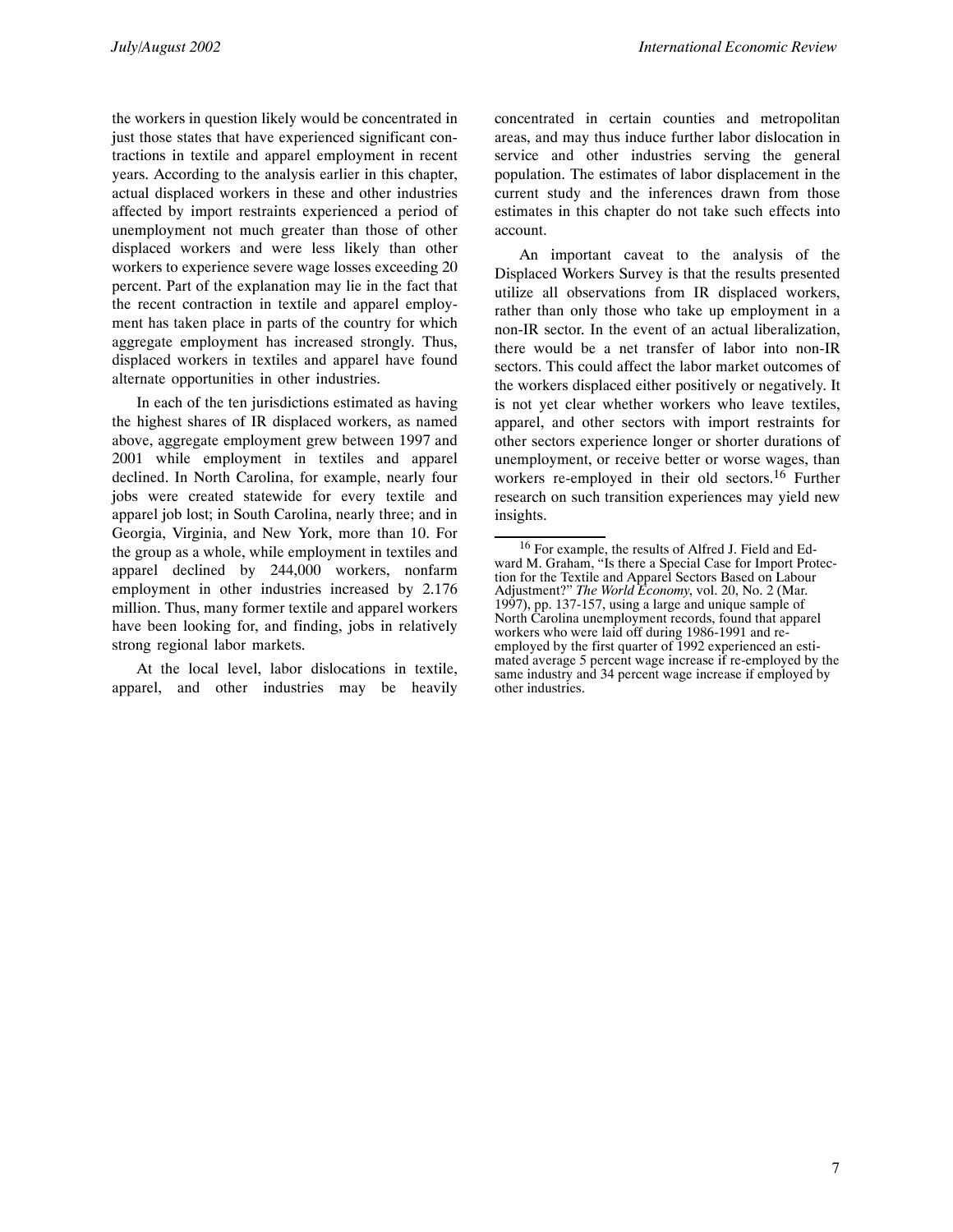the workers in question likely would be concentrated in just those states that have experienced significant contractions in textile and apparel employment in recent years. According to the analysis earlier in this chapter, actual displaced workers in these and other industries affected by import restraints experienced a period of unemployment not much greater than those of other displaced workers and were less likely than other workers to experience severe wage losses exceeding 20 percent. Part of the explanation may lie in the fact that the recent contraction in textile and apparel employment has taken place in parts of the country for which aggregate employment has increased strongly. Thus, displaced workers in textiles and apparel have found alternate opportunities in other industries.

In each of the ten jurisdictions estimated as having the highest shares of IR displaced workers, as named above, aggregate employment grew between 1997 and 2001 while employment in textiles and apparel declined. In North Carolina, for example, nearly four jobs were created statewide for every textile and apparel job lost; in South Carolina, nearly three; and in Georgia, Virginia, and New York, more than 10. For the group as a whole, while employment in textiles and apparel declined by 244,000 workers, nonfarm employment in other industries increased by 2.176 million. Thus, many former textile and apparel workers have been looking for, and finding, jobs in relatively strong regional labor markets.

At the local level, labor dislocations in textile, apparel, and other industries may be heavily concentrated in certain counties and metropolitan areas, and may thus induce further labor dislocation in service and other industries serving the general population. The estimates of labor displacement in the current study and the inferences drawn from those estimates in this chapter do not take such effects into account.

An important caveat to the analysis of the Displaced Workers Survey is that the results presented utilize all observations from IR displaced workers, rather than only those who take up employment in a non-IR sector. In the event of an actual liberalization, there would be a net transfer of labor into non-IR sectors. This could affect the labor market outcomes of the workers displaced either positively or negatively. It is not yet clear whether workers who leave textiles, apparel, and other sectors with import restraints for other sectors experience longer or shorter durations of unemployment, or receive better or worse wages, than workers re-employed in their old sectors.[16] Further research on such transition experiences may yield new insights.

---

[16] For example, the results of Alfred J. Field and Edward M. Graham, "Is there a Special Case for Import Protection for the Textile and Apparel Sectors Based on Labour Adjustment?" *The World Economy*, vol. 20, No. 2 (Mar. 1997), pp. 137-157, using a large and unique sample of North Carolina unemployment records, found that apparel workers who were laid off during 1986-1991 and re-employed by the first quarter of 1992 experienced an estimated average 5 percent wage increase if re-employed by the same industry and 34 percent wage increase if employed by other industries.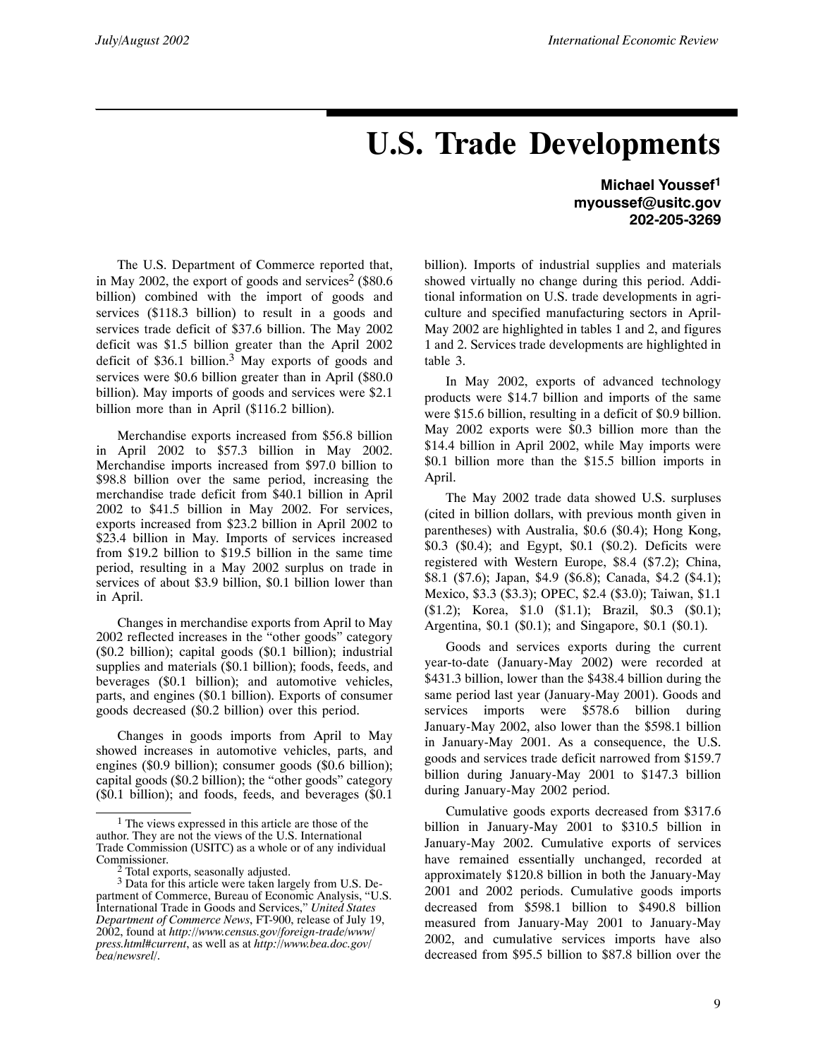# U.S. Trade Developments

**Michael Youssef[1]**
**myoussef@usitc.gov**
**202-205-3269**

The U.S. Department of Commerce reported that, in May 2002, the export of goods and services[2] ($80.6 billion) combined with the import of goods and services ($118.3 billion) to result in a goods and services trade deficit of $37.6 billion. The May 2002 deficit was $1.5 billion greater than the April 2002 deficit of $36.1 billion.[3] May exports of goods and services were $0.6 billion greater than in April ($80.0 billion). May imports of goods and services were $2.1 billion more than in April ($116.2 billion).

Merchandise exports increased from $56.8 billion in April 2002 to $57.3 billion in May 2002. Merchandise imports increased from $97.0 billion to $98.8 billion over the same period, increasing the merchandise trade deficit from $40.1 billion in April 2002 to $41.5 billion in May 2002. For services, exports increased from $23.2 billion in April 2002 to $23.4 billion in May. Imports of services increased from $19.2 billion to $19.5 billion in the same time period, resulting in a May 2002 surplus on trade in services of about $3.9 billion, $0.1 billion lower than in April.

Changes in merchandise exports from April to May 2002 reflected increases in the "other goods" category ($0.2 billion); capital goods ($0.1 billion); industrial supplies and materials ($0.1 billion); foods, feeds, and beverages ($0.1 billion); and automotive vehicles, parts, and engines ($0.1 billion). Exports of consumer goods decreased ($0.2 billion) over this period.

Changes in goods imports from April to May showed increases in automotive vehicles, parts, and engines ($0.9 billion); consumer goods ($0.6 billion); capital goods ($0.2 billion); the "other goods" category ($0.1 billion); and foods, feeds, and beverages ($0.1 billion). Imports of industrial supplies and materials showed virtually no change during this period. Additional information on U.S. trade developments in agriculture and specified manufacturing sectors in April-May 2002 are highlighted in tables 1 and 2, and figures 1 and 2. Services trade developments are highlighted in table 3.

In May 2002, exports of advanced technology products were $14.7 billion and imports of the same were $15.6 billion, resulting in a deficit of $0.9 billion. May 2002 exports were $0.3 billion more than the $14.4 billion in April 2002, while May imports were $0.1 billion more than the $15.5 billion imports in April.

The May 2002 trade data showed U.S. surpluses (cited in billion dollars, with previous month given in parentheses) with Australia, $0.6 ($0.4); Hong Kong, $0.3 ($0.4); and Egypt, $0.1 ($0.2). Deficits were registered with Western Europe, $8.4 ($7.2); China, $8.1 ($7.6); Japan, $4.9 ($6.8); Canada, $4.2 ($4.1); Mexico, $3.3 ($3.3); OPEC, $2.4 ($3.0); Taiwan, $1.1 ($1.2); Korea, $1.0 ($1.1); Brazil, $0.3 ($0.1); Argentina, $0.1 ($0.1); and Singapore, $0.1 ($0.1).

Goods and services exports during the current year-to-date (January-May 2002) were recorded at $431.3 billion, lower than the $438.4 billion during the same period last year (January-May 2001). Goods and services imports were $578.6 billion during January-May 2002, also lower than the $598.1 billion in January-May 2001. As a consequence, the U.S. goods and services trade deficit narrowed from $159.7 billion during January-May 2001 to $147.3 billion during January-May 2002 period.

Cumulative goods exports decreased from $317.6 billion in January-May 2001 to $310.5 billion in January-May 2002. Cumulative exports of services have remained essentially unchanged, recorded at approximately $120.8 billion in both the January-May 2001 and 2002 periods. Cumulative goods imports decreased from $598.1 billion to $490.8 billion measured from January-May 2001 to January-May 2002, and cumulative services imports have also decreased from $95.5 billion to $87.8 billion over the

---

[1] The views expressed in this article are those of the author. They are not the views of the U.S. International Trade Commission (USITC) as a whole or of any individual Commissioner.

[2] Total exports, seasonally adjusted.

[3] Data for this article were taken largely from U.S. Department of Commerce, Bureau of Economic Analysis, "U.S. International Trade in Goods and Services," *United States Department of Commerce News*, FT-900, release of July 19, 2002, found at *http://www.census.gov/foreign-trade/www/press.html#current*, as well as at *http://www.bea.doc.gov/bea/newsrel/*.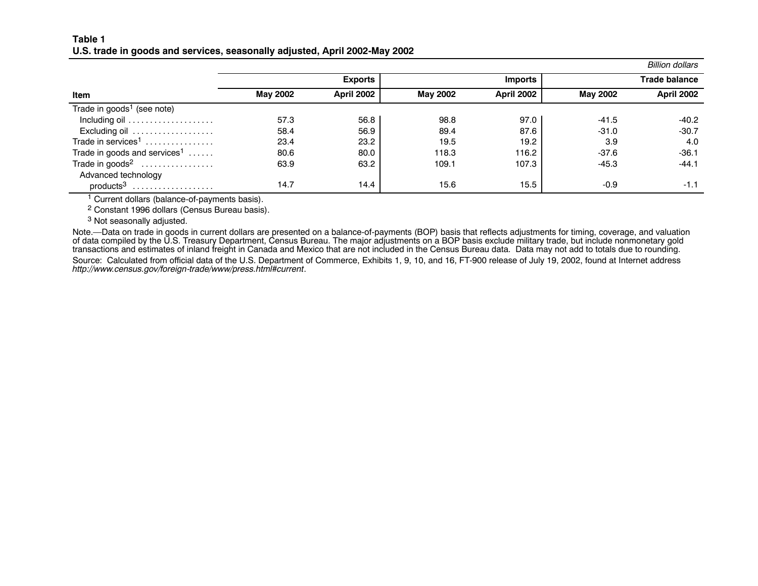**Table 1**
**U.S. trade in goods and services, seasonally adjusted, April 2002-May 2002**

*Billion dollars*

| Item | Exports | | Imports | | Trade balance | |
|---|---|---|---|---|---|---|
| | May 2002 | April 2002 | May 2002 | April 2002 | May 2002 | April 2002 |
| Trade in goods[1] (see note) | | | | | | |
| Including oil | 57.3 | 56.8 | 98.8 | 97.0 | -41.5 | -40.2 |
| Excluding oil | 58.4 | 56.9 | 89.4 | 87.6 | -31.0 | -30.7 |
| Trade in services[1] | 23.4 | 23.2 | 19.5 | 19.2 | 3.9 | 4.0 |
| Trade in goods and services[1] | 80.6 | 80.0 | 118.3 | 116.2 | -37.6 | -36.1 |
| Trade in goods[2] | 63.9 | 63.2 | 109.1 | 107.3 | -45.3 | -44.1 |
| Advanced technology products[3] | 14.7 | 14.4 | 15.6 | 15.5 | -0.9 | -1.1 |

[1] Current dollars (balance-of-payments basis).

[2] Constant 1996 dollars (Census Bureau basis).

[3] Not seasonally adjusted.

Note.—Data on trade in goods in current dollars are presented on a balance-of-payments (BOP) basis that reflects adjustments for timing, coverage, and valuation of data compiled by the U.S. Treasury Department, Census Bureau. The major adjustments on a BOP basis exclude military trade, but include nonmonetary gold transactions and estimates of inland freight in Canada and Mexico that are not included in the Census Bureau data. Data may not add to totals due to rounding.

Source: Calculated from official data of the U.S. Department of Commerce, Exhibits 1, 9, 10, and 16, FT-900 release of July 19, 2002, found at Internet address *http://www.census.gov/foreign-trade/www/press.html#current*.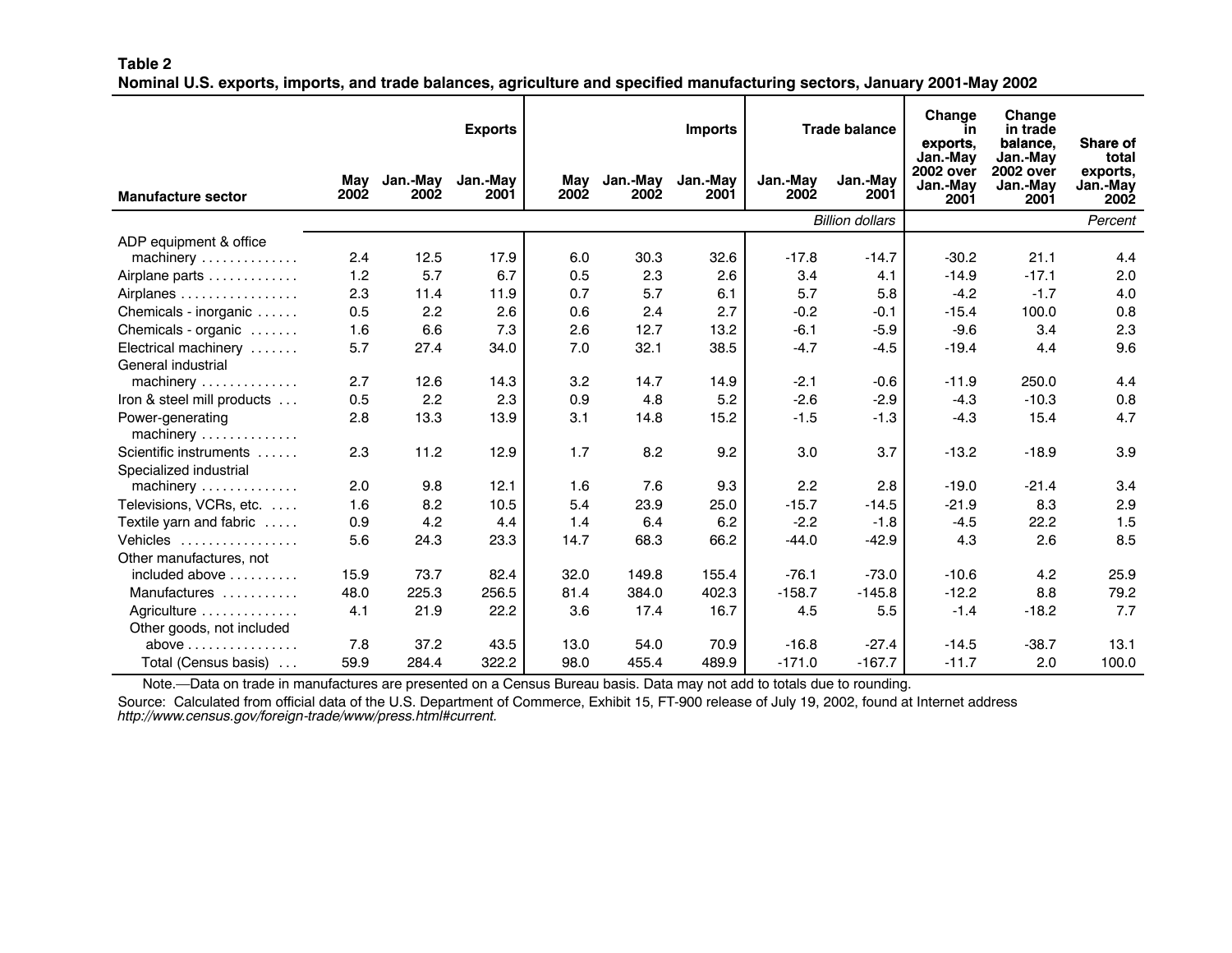**Table 2**
**Nominal U.S. exports, imports, and trade balances, agriculture and specified manufacturing sectors, January 2001-May 2002**

| Manufacture sector | Exports | | | Imports | | | Trade balance | | Change in exports, Jan.-May 2002 over Jan.-May 2001 | Change in trade balance, Jan.-May 2002 over Jan.-May 2001 | Share of total exports, Jan.-May 2002 |
|---|---|---|---|---|---|---|---|---|---|---|---|
| | May 2002 | Jan.-May 2002 | Jan.-May 2001 | May 2002 | Jan.-May 2002 | Jan.-May 2001 | Jan.-May 2002 | Jan.-May 2001 | | | |
| | | | | | | | | *Billion dollars* | | | *Percent* |
| ADP equipment & office machinery | 2.4 | 12.5 | 17.9 | 6.0 | 30.3 | 32.6 | -17.8 | -14.7 | -30.2 | 21.1 | 4.4 |
| Airplane parts | 1.2 | 5.7 | 6.7 | 0.5 | 2.3 | 2.6 | 3.4 | 4.1 | -14.9 | -17.1 | 2.0 |
| Airplanes | 2.3 | 11.4 | 11.9 | 0.7 | 5.7 | 6.1 | 5.7 | 5.8 | -4.2 | -1.7 | 4.0 |
| Chemicals - inorganic | 0.5 | 2.2 | 2.6 | 0.6 | 2.4 | 2.7 | -0.2 | -0.1 | -15.4 | 100.0 | 0.8 |
| Chemicals - organic | 1.6 | 6.6 | 7.3 | 2.6 | 12.7 | 13.2 | -6.1 | -5.9 | -9.6 | 3.4 | 2.3 |
| Electrical machinery | 5.7 | 27.4 | 34.0 | 7.0 | 32.1 | 38.5 | -4.7 | -4.5 | -19.4 | 4.4 | 9.6 |
| General industrial machinery | 2.7 | 12.6 | 14.3 | 3.2 | 14.7 | 14.9 | -2.1 | -0.6 | -11.9 | 250.0 | 4.4 |
| Iron & steel mill products | 0.5 | 2.2 | 2.3 | 0.9 | 4.8 | 5.2 | -2.6 | -2.9 | -4.3 | -10.3 | 0.8 |
| Power-generating machinery | 2.8 | 13.3 | 13.9 | 3.1 | 14.8 | 15.2 | -1.5 | -1.3 | -4.3 | 15.4 | 4.7 |
| Scientific instruments | 2.3 | 11.2 | 12.9 | 1.7 | 8.2 | 9.2 | 3.0 | 3.7 | -13.2 | -18.9 | 3.9 |
| Specialized industrial machinery | 2.0 | 9.8 | 12.1 | 1.6 | 7.6 | 9.3 | 2.2 | 2.8 | -19.0 | -21.4 | 3.4 |
| Televisions, VCRs, etc. | 1.6 | 8.2 | 10.5 | 5.4 | 23.9 | 25.0 | -15.7 | -14.5 | -21.9 | 8.3 | 2.9 |
| Textile yarn and fabric | 0.9 | 4.2 | 4.4 | 1.4 | 6.4 | 6.2 | -2.2 | -1.8 | -4.5 | 22.2 | 1.5 |
| Vehicles | 5.6 | 24.3 | 23.3 | 14.7 | 68.3 | 66.2 | -44.0 | -42.9 | 4.3 | 2.6 | 8.5 |
| Other manufactures, not included above | 15.9 | 73.7 | 82.4 | 32.0 | 149.8 | 155.4 | -76.1 | -73.0 | -10.6 | 4.2 | 25.9 |
| Manufactures | 48.0 | 225.3 | 256.5 | 81.4 | 384.0 | 402.3 | -158.7 | -145.8 | -12.2 | 8.8 | 79.2 |
| Agriculture | 4.1 | 21.9 | 22.2 | 3.6 | 17.4 | 16.7 | 4.5 | 5.5 | -1.4 | -18.2 | 7.7 |
| Other goods, not included above | 7.8 | 37.2 | 43.5 | 13.0 | 54.0 | 70.9 | -16.8 | -27.4 | -14.5 | -38.7 | 13.1 |
| Total (Census basis) | 59.9 | 284.4 | 322.2 | 98.0 | 455.4 | 489.9 | -171.0 | -167.7 | -11.7 | 2.0 | 100.0 |

Note.—Data on trade in manufactures are presented on a Census Bureau basis. Data may not add to totals due to rounding.

Source: Calculated from official data of the U.S. Department of Commerce, Exhibit 15, FT-900 release of July 19, 2002, found at Internet address *http://www.census.gov/foreign-trade/www/press.html#current*.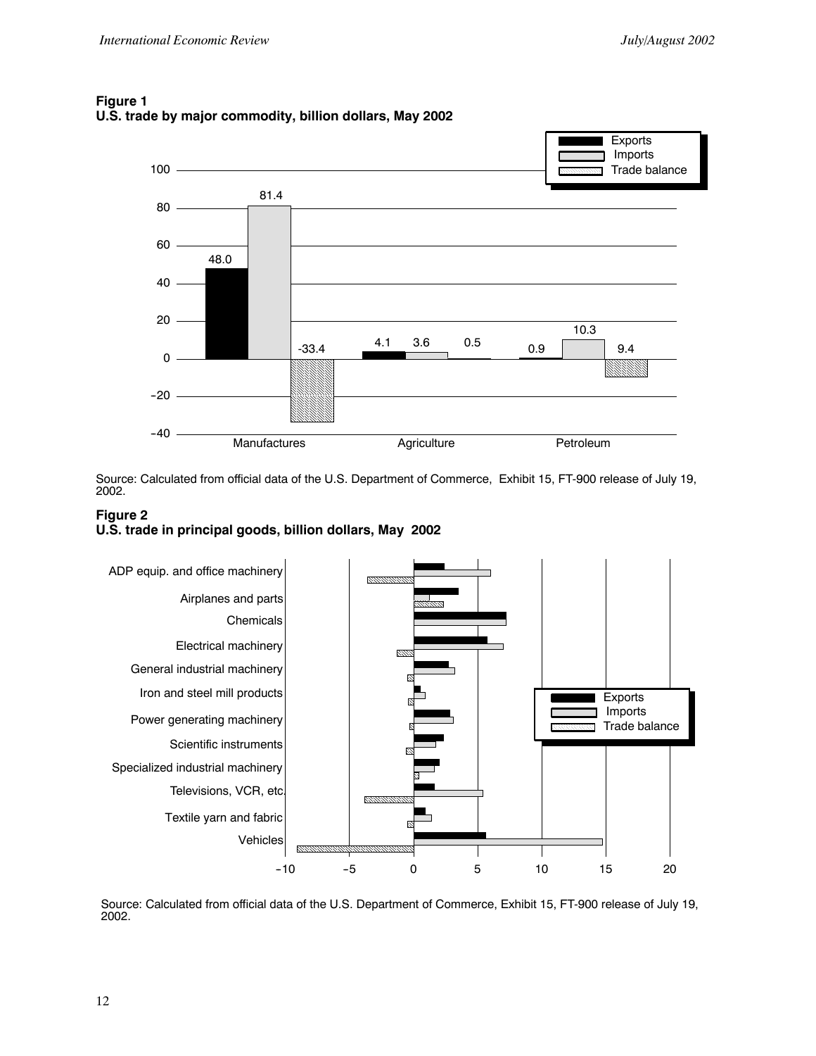**Figure 1**
**U.S. trade by major commodity, billion dollars, May 2002**

Source: Calculated from official data of the U.S. Department of Commerce, Exhibit 15, FT-900 release of July 19, 2002.

**Figure 2**
**U.S. trade in principal goods, billion dollars, May 2002**

Source: Calculated from official data of the U.S. Department of Commerce, Exhibit 15, FT-900 release of July 19, 2002.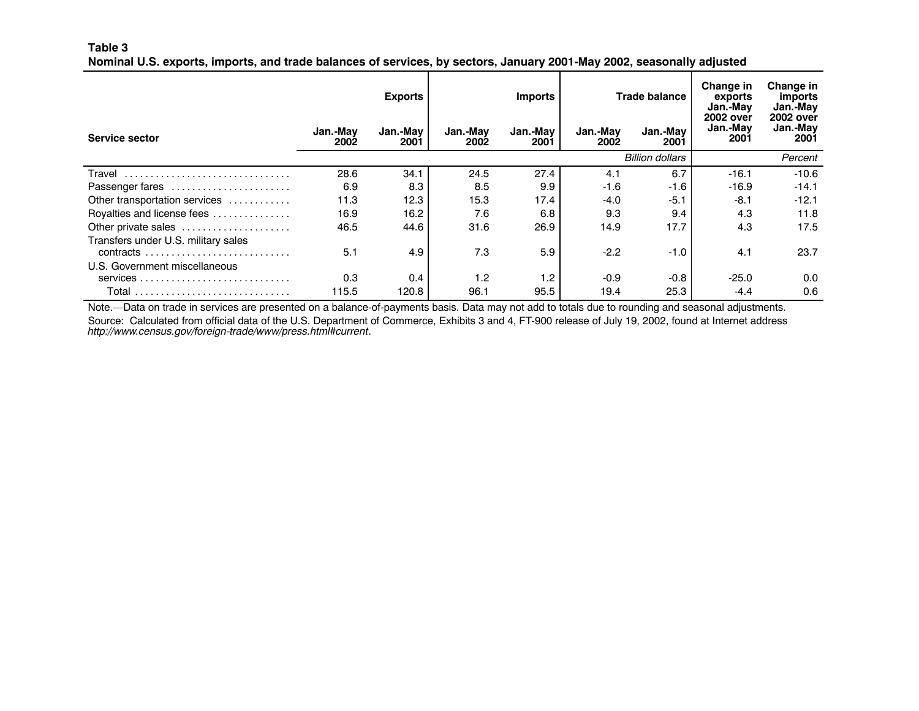**Table 3**
**Nominal U.S. exports, imports, and trade balances of services, by sectors, January 2001-May 2002, seasonally adjusted**

| Service sector | Exports | | Imports | | Trade balance | | Change in exports Jan.-May 2002 over Jan.-May 2001 | Change in imports Jan.-May 2002 over Jan.-May 2001 |
|---|---|---|---|---|---|---|---|---|
| | Jan.-May 2002 | Jan.-May 2001 | Jan.-May 2002 | Jan.-May 2001 | Jan.-May 2002 | Jan.-May 2001 | | |
| | | | | | | *Billion dollars* | | *Percent* |
| Travel | 28.6 | 34.1 | 24.5 | 27.4 | 4.1 | 6.7 | -16.1 | -10.6 |
| Passenger fares | 6.9 | 8.3 | 8.5 | 9.9 | -1.6 | -1.6 | -16.9 | -14.1 |
| Other transportation services | 11.3 | 12.3 | 15.3 | 17.4 | -4.0 | -5.1 | -8.1 | -12.1 |
| Royalties and license fees | 16.9 | 16.2 | 7.6 | 6.8 | 9.3 | 9.4 | 4.3 | 11.8 |
| Other private sales | 46.5 | 44.6 | 31.6 | 26.9 | 14.9 | 17.7 | 4.3 | 17.5 |
| Transfers under U.S. military sales contracts | 5.1 | 4.9 | 7.3 | 5.9 | -2.2 | -1.0 | 4.1 | 23.7 |
| U.S. Government miscellaneous services | 0.3 | 0.4 | 1.2 | 1.2 | -0.9 | -0.8 | -25.0 | 0.0 |
| Total | 115.5 | 120.8 | 96.1 | 95.5 | 19.4 | 25.3 | -4.4 | 0.6 |

Note.—Data on trade in services are presented on a balance-of-payments basis. Data may not add to totals due to rounding and seasonal adjustments.

Source: Calculated from official data of the U.S. Department of Commerce, Exhibits 3 and 4, FT-900 release of July 19, 2002, found at Internet address *http://www.census.gov/foreign-trade/www/press.html#current*.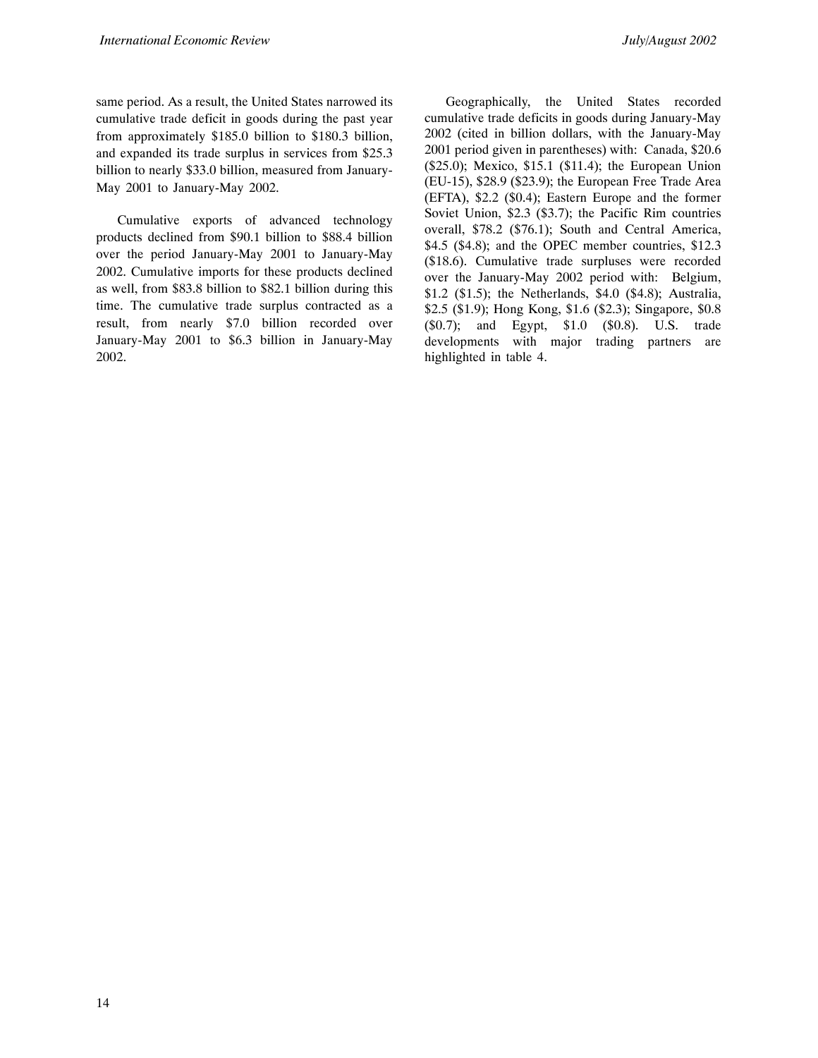same period. As a result, the United States narrowed its cumulative trade deficit in goods during the past year from approximately $185.0 billion to $180.3 billion, and expanded its trade surplus in services from $25.3 billion to nearly $33.0 billion, measured from January-May 2001 to January-May 2002.

Cumulative exports of advanced technology products declined from $90.1 billion to $88.4 billion over the period January-May 2001 to January-May 2002. Cumulative imports for these products declined as well, from $83.8 billion to $82.1 billion during this time. The cumulative trade surplus contracted as a result, from nearly $7.0 billion recorded over January-May 2001 to $6.3 billion in January-May 2002.

Geographically, the United States recorded cumulative trade deficits in goods during January-May 2002 (cited in billion dollars, with the January-May 2001 period given in parentheses) with: Canada, $20.6 ($25.0); Mexico, $15.1 ($11.4); the European Union (EU-15), $28.9 ($23.9); the European Free Trade Area (EFTA), $2.2 ($0.4); Eastern Europe and the former Soviet Union, $2.3 ($3.7); the Pacific Rim countries overall, $78.2 ($76.1); South and Central America, $4.5 ($4.8); and the OPEC member countries, $12.3 ($18.6). Cumulative trade surpluses were recorded over the January-May 2002 period with: Belgium, $1.2 ($1.5); the Netherlands, $4.0 ($4.8); Australia, $2.5 ($1.9); Hong Kong, $1.6 ($2.3); Singapore, $0.8 ($0.7); and Egypt, $1.0 ($0.8). U.S. trade developments with major trading partners are highlighted in table 4.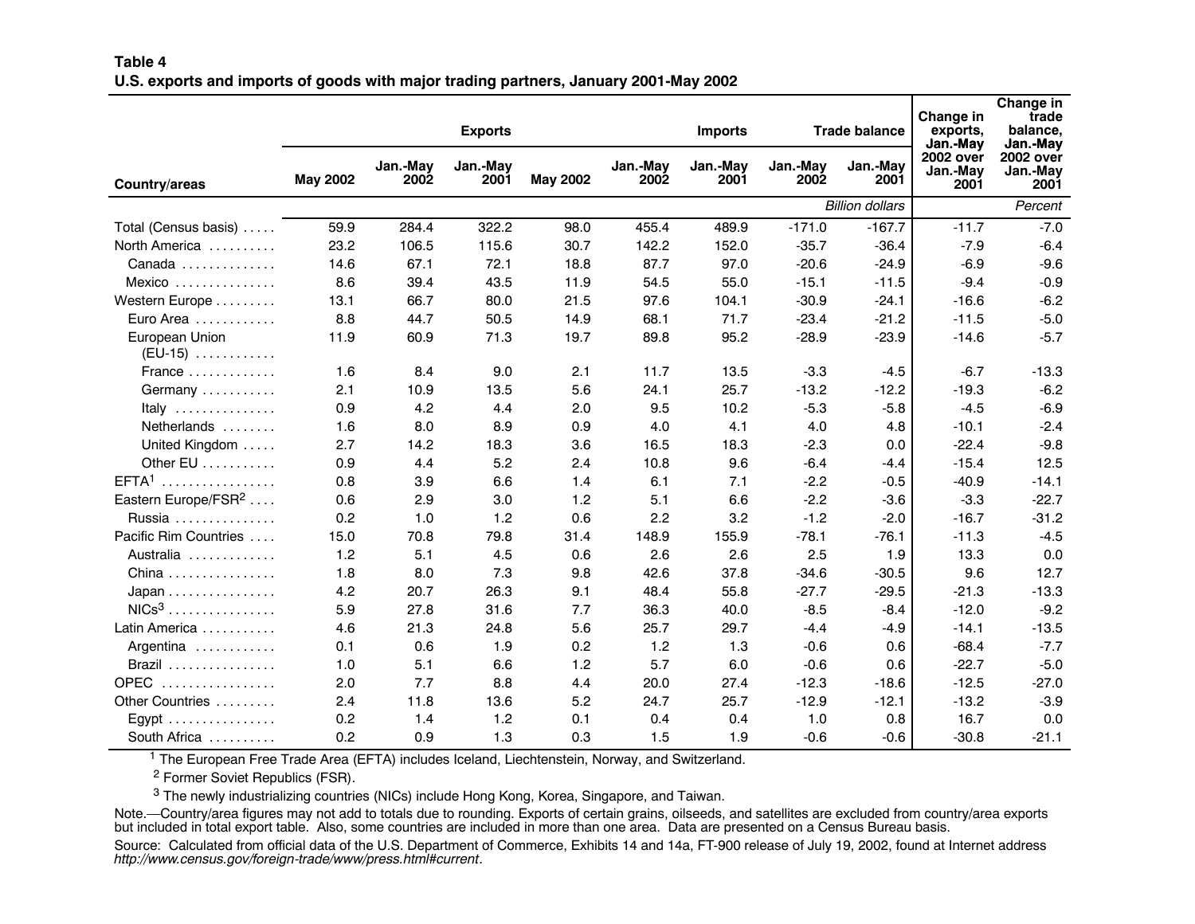**Table 4**
**U.S. exports and imports of goods with major trading partners, January 2001-May 2002**

| Country/areas | Exports | | | Imports | | | Trade balance | | Change in exports, Jan.-May 2002 over Jan.-May 2001 | Change in trade balance, Jan.-May 2002 over Jan.-May 2001 |
|---|---|---|---|---|---|---|---|---|---|---|
| | May 2002 | Jan.-May 2002 | Jan.-May 2001 | May 2002 | Jan.-May 2002 | Jan.-May 2001 | Jan.-May 2002 | Jan.-May 2001 | | |
| | | | | | | | | *Billion dollars* | | *Percent* |
| Total (Census basis) | 59.9 | 284.4 | 322.2 | 98.0 | 455.4 | 489.9 | -171.0 | -167.7 | -11.7 | -7.0 |
| North America | 23.2 | 106.5 | 115.6 | 30.7 | 142.2 | 152.0 | -35.7 | -36.4 | -7.9 | -6.4 |
| Canada | 14.6 | 67.1 | 72.1 | 18.8 | 87.7 | 97.0 | -20.6 | -24.9 | -6.9 | -9.6 |
| Mexico | 8.6 | 39.4 | 43.5 | 11.9 | 54.5 | 55.0 | -15.1 | -11.5 | -9.4 | -0.9 |
| Western Europe | 13.1 | 66.7 | 80.0 | 21.5 | 97.6 | 104.1 | -30.9 | -24.1 | -16.6 | -6.2 |
| Euro Area | 8.8 | 44.7 | 50.5 | 14.9 | 68.1 | 71.7 | -23.4 | -21.2 | -11.5 | -5.0 |
| European Union (EU-15) | 11.9 | 60.9 | 71.3 | 19.7 | 89.8 | 95.2 | -28.9 | -23.9 | -14.6 | -5.7 |
| France | 1.6 | 8.4 | 9.0 | 2.1 | 11.7 | 13.5 | -3.3 | -4.5 | -6.7 | -13.3 |
| Germany | 2.1 | 10.9 | 13.5 | 5.6 | 24.1 | 25.7 | -13.2 | -12.2 | -19.3 | -6.2 |
| Italy | 0.9 | 4.2 | 4.4 | 2.0 | 9.5 | 10.2 | -5.3 | -5.8 | -4.5 | -6.9 |
| Netherlands | 1.6 | 8.0 | 8.9 | 0.9 | 4.0 | 4.1 | 4.0 | 4.8 | -10.1 | -2.4 |
| United Kingdom | 2.7 | 14.2 | 18.3 | 3.6 | 16.5 | 18.3 | -2.3 | 0.0 | -22.4 | -9.8 |
| Other EU | 0.9 | 4.4 | 5.2 | 2.4 | 10.8 | 9.6 | -6.4 | -4.4 | -15.4 | 12.5 |
| EFTA[1] | 0.8 | 3.9 | 6.6 | 1.4 | 6.1 | 7.1 | -2.2 | -0.5 | -40.9 | -14.1 |
| Eastern Europe/FSR[2] | 0.6 | 2.9 | 3.0 | 1.2 | 5.1 | 6.6 | -2.2 | -3.6 | -3.3 | -22.7 |
| Russia | 0.2 | 1.0 | 1.2 | 0.6 | 2.2 | 3.2 | -1.2 | -2.0 | -16.7 | -31.2 |
| Pacific Rim Countries | 15.0 | 70.8 | 79.8 | 31.4 | 148.9 | 155.9 | -78.1 | -76.1 | -11.3 | -4.5 |
| Australia | 1.2 | 5.1 | 4.5 | 0.6 | 2.6 | 2.6 | 2.5 | 1.9 | 13.3 | 0.0 |
| China | 1.8 | 8.0 | 7.3 | 9.8 | 42.6 | 37.8 | -34.6 | -30.5 | 9.6 | 12.7 |
| Japan | 4.2 | 20.7 | 26.3 | 9.1 | 48.4 | 55.8 | -27.7 | -29.5 | -21.3 | -13.3 |
| NICs[3] | 5.9 | 27.8 | 31.6 | 7.7 | 36.3 | 40.0 | -8.5 | -8.4 | -12.0 | -9.2 |
| Latin America | 4.6 | 21.3 | 24.8 | 5.6 | 25.7 | 29.7 | -4.4 | -4.9 | -14.1 | -13.5 |
| Argentina | 0.1 | 0.6 | 1.9 | 0.2 | 1.2 | 1.3 | -0.6 | 0.6 | -68.4 | -7.7 |
| Brazil | 1.0 | 5.1 | 6.6 | 1.2 | 5.7 | 6.0 | -0.6 | 0.6 | -22.7 | -5.0 |
| OPEC | 2.0 | 7.7 | 8.8 | 4.4 | 20.0 | 27.4 | -12.3 | -18.6 | -12.5 | -27.0 |
| Other Countries | 2.4 | 11.8 | 13.6 | 5.2 | 24.7 | 25.7 | -12.9 | -12.1 | -13.2 | -3.9 |
| Egypt | 0.2 | 1.4 | 1.2 | 0.1 | 0.4 | 0.4 | 1.0 | 0.8 | 16.7 | 0.0 |
| South Africa | 0.2 | 0.9 | 1.3 | 0.3 | 1.5 | 1.9 | -0.6 | -0.6 | -30.8 | -21.1 |

[1] The European Free Trade Area (EFTA) includes Iceland, Liechtenstein, Norway, and Switzerland.

[2] Former Soviet Republics (FSR).

[3] The newly industrializing countries (NICs) include Hong Kong, Korea, Singapore, and Taiwan.

Note.—Country/area figures may not add to totals due to rounding. Exports of certain grains, oilseeds, and satellites are excluded from country/area exports but included in total export table. Also, some countries are included in more than one area. Data are presented on a Census Bureau basis.

Source: Calculated from official data of the U.S. Department of Commerce, Exhibits 14 and 14a, FT-900 release of July 19, 2002, found at Internet address *http://www.census.gov/foreign-trade/www/press.html#current*.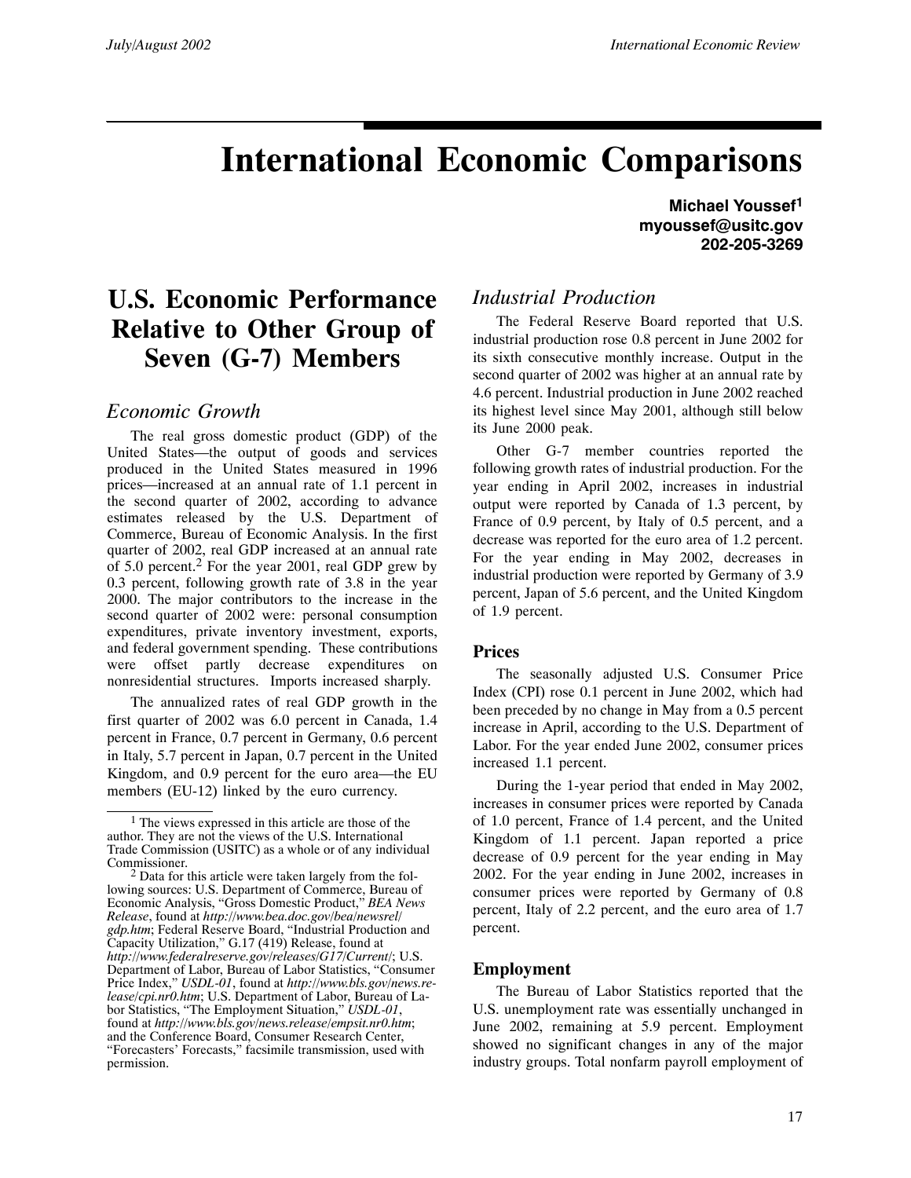# International Economic Comparisons

**Michael Youssef[1]**
**myoussef@usitc.gov**
**202-205-3269**

## U.S. Economic Performance Relative to Other Group of Seven (G-7) Members

### *Economic Growth*

The real gross domestic product (GDP) of the United States—the output of goods and services produced in the United States measured in 1996 prices—increased at an annual rate of 1.1 percent in the second quarter of 2002, according to advance estimates released by the U.S. Department of Commerce, Bureau of Economic Analysis. In the first quarter of 2002, real GDP increased at an annual rate of 5.0 percent.[2] For the year 2001, real GDP grew by 0.3 percent, following growth rate of 3.8 in the year 2000. The major contributors to the increase in the second quarter of 2002 were: personal consumption expenditures, private inventory investment, exports, and federal government spending. These contributions were offset partly decrease expenditures on nonresidential structures. Imports increased sharply.

The annualized rates of real GDP growth in the first quarter of 2002 was 6.0 percent in Canada, 1.4 percent in France, 0.7 percent in Germany, 0.6 percent in Italy, 5.7 percent in Japan, 0.7 percent in the United Kingdom, and 0.9 percent for the euro area—the EU members (EU-12) linked by the euro currency.

[1] The views expressed in this article are those of the author. They are not the views of the U.S. International Trade Commission (USITC) as a whole or of any individual Commissioner.

[2] Data for this article were taken largely from the following sources: U.S. Department of Commerce, Bureau of Economic Analysis, "Gross Domestic Product," *BEA News Release*, found at *http://www.bea.doc.gov/bea/newsrel/gdp.htm*; Federal Reserve Board, "Industrial Production and Capacity Utilization," G.17 (419) Release, found at *http://www.federalreserve.gov/releases/G17/Current/*; U.S. Department of Labor, Bureau of Labor Statistics, "Consumer Price Index," *USDL-01*, found at *http://www.bls.gov/news.release/cpi.nr0.htm*; U.S. Department of Labor, Bureau of Labor Statistics, "The Employment Situation," *USDL-01*, found at *http://www.bls.gov/news.release/empsit.nr0.htm*; and the Conference Board, Consumer Research Center, "Forecasters' Forecasts," facsimile transmission, used with permission.

### *Industrial Production*

The Federal Reserve Board reported that U.S. industrial production rose 0.8 percent in June 2002 for its sixth consecutive monthly increase. Output in the second quarter of 2002 was higher at an annual rate by 4.6 percent. Industrial production in June 2002 reached its highest level since May 2001, although still below its June 2000 peak.

Other G-7 member countries reported the following growth rates of industrial production. For the year ending in April 2002, increases in industrial output were reported by Canada of 1.3 percent, by France of 0.9 percent, by Italy of 0.5 percent, and a decrease was reported for the euro area of 1.2 percent. For the year ending in May 2002, decreases in industrial production were reported by Germany of 3.9 percent, Japan of 5.6 percent, and the United Kingdom of 1.9 percent.

### Prices

The seasonally adjusted U.S. Consumer Price Index (CPI) rose 0.1 percent in June 2002, which had been preceded by no change in May from a 0.5 percent increase in April, according to the U.S. Department of Labor. For the year ended June 2002, consumer prices increased 1.1 percent.

During the 1-year period that ended in May 2002, increases in consumer prices were reported by Canada of 1.0 percent, France of 1.4 percent, and the United Kingdom of 1.1 percent. Japan reported a price decrease of 0.9 percent for the year ending in May 2002. For the year ending in June 2002, increases in consumer prices were reported by Germany of 0.8 percent, Italy of 2.2 percent, and the euro area of 1.7 percent.

### Employment

The Bureau of Labor Statistics reported that the U.S. unemployment rate was essentially unchanged in June 2002, remaining at 5.9 percent. Employment showed no significant changes in any of the major industry groups. Total nonfarm payroll employment of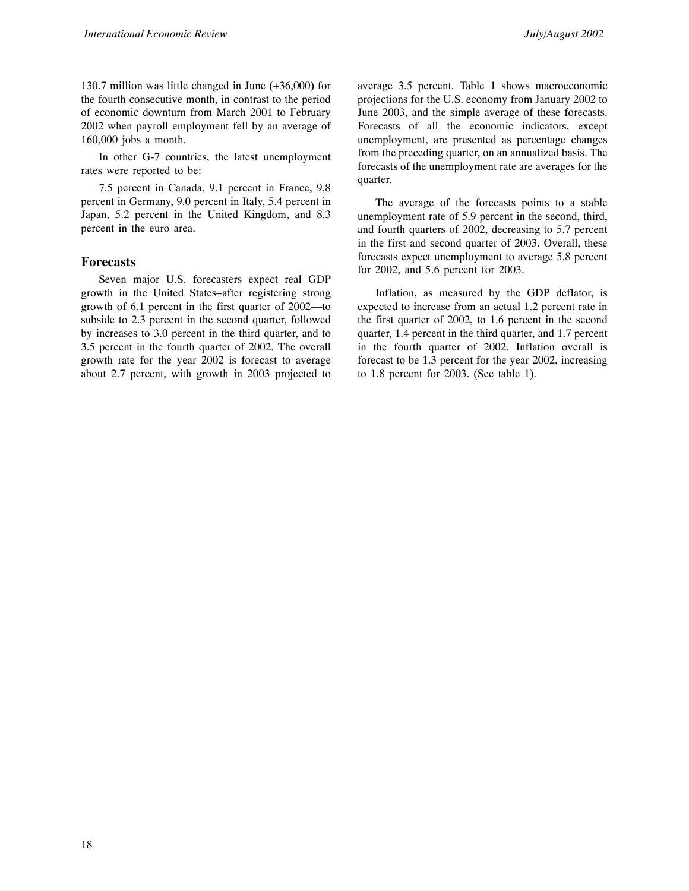130.7 million was little changed in June (+36,000) for the fourth consecutive month, in contrast to the period of economic downturn from March 2001 to February 2002 when payroll employment fell by an average of 160,000 jobs a month.

In other G-7 countries, the latest unemployment rates were reported to be:

7.5 percent in Canada, 9.1 percent in France, 9.8 percent in Germany, 9.0 percent in Italy, 5.4 percent in Japan, 5.2 percent in the United Kingdom, and 8.3 percent in the euro area.

## Forecasts

Seven major U.S. forecasters expect real GDP growth in the United States–after registering strong growth of 6.1 percent in the first quarter of 2002—to subside to 2.3 percent in the second quarter, followed by increases to 3.0 percent in the third quarter, and to 3.5 percent in the fourth quarter of 2002. The overall growth rate for the year 2002 is forecast to average about 2.7 percent, with growth in 2003 projected to average 3.5 percent. Table 1 shows macroeconomic projections for the U.S. economy from January 2002 to June 2003, and the simple average of these forecasts. Forecasts of all the economic indicators, except unemployment, are presented as percentage changes from the preceding quarter, on an annualized basis. The forecasts of the unemployment rate are averages for the quarter.

The average of the forecasts points to a stable unemployment rate of 5.9 percent in the second, third, and fourth quarters of 2002, decreasing to 5.7 percent in the first and second quarter of 2003. Overall, these forecasts expect unemployment to average 5.8 percent for 2002, and 5.6 percent for 2003.

Inflation, as measured by the GDP deflator, is expected to increase from an actual 1.2 percent rate in the first quarter of 2002, to 1.6 percent in the second quarter, 1.4 percent in the third quarter, and 1.7 percent in the fourth quarter of 2002. Inflation overall is forecast to be 1.3 percent for the year 2002, increasing to 1.8 percent for 2003. (See table 1).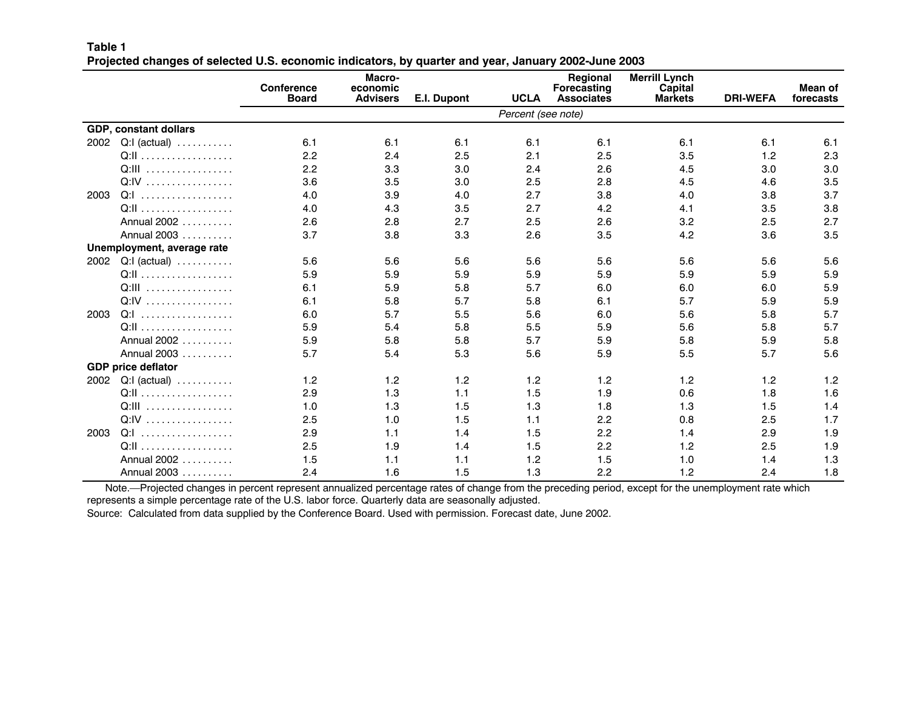**Table 1**
**Projected changes of selected U.S. economic indicators, by quarter and year, January 2002-June 2003**

| | | Conference Board | Macro-economic Advisers | E.I. Dupont | UCLA | Regional Forecasting Associates | Merrill Lynch Capital Markets | DRI-WEFA | Mean of forecasts |
|---|---|---|---|---|---|---|---|---|---|
| | | Percent (see note) | | | | | | | |
| **GDP, constant dollars** | | | | | | | | | |
| 2002 | Q:I (actual) | 6.1 | 6.1 | 6.1 | 6.1 | 6.1 | 6.1 | 6.1 | 6.1 |
| | Q:II | 2.2 | 2.4 | 2.5 | 2.1 | 2.5 | 3.5 | 1.2 | 2.3 |
| | Q:III | 2.2 | 3.3 | 3.0 | 2.4 | 2.6 | 4.5 | 3.0 | 3.0 |
| | Q:IV | 3.6 | 3.5 | 3.0 | 2.5 | 2.8 | 4.5 | 4.6 | 3.5 |
| 2003 | Q:I | 4.0 | 3.9 | 4.0 | 2.7 | 3.8 | 4.0 | 3.8 | 3.7 |
| | Q:II | 4.0 | 4.3 | 3.5 | 2.7 | 4.2 | 4.1 | 3.5 | 3.8 |
| | Annual 2002 | 2.6 | 2.8 | 2.7 | 2.5 | 2.6 | 3.2 | 2.5 | 2.7 |
| | Annual 2003 | 3.7 | 3.8 | 3.3 | 2.6 | 3.5 | 4.2 | 3.6 | 3.5 |
| **Unemployment, average rate** | | | | | | | | | |
| 2002 | Q:I (actual) | 5.6 | 5.6 | 5.6 | 5.6 | 5.6 | 5.6 | 5.6 | 5.6 |
| | Q:II | 5.9 | 5.9 | 5.9 | 5.9 | 5.9 | 5.9 | 5.9 | 5.9 |
| | Q:III | 6.1 | 5.9 | 5.8 | 5.7 | 6.0 | 6.0 | 6.0 | 5.9 |
| | Q:IV | 6.1 | 5.8 | 5.7 | 5.8 | 6.1 | 5.7 | 5.9 | 5.9 |
| 2003 | Q:I | 6.0 | 5.7 | 5.5 | 5.6 | 6.0 | 5.6 | 5.8 | 5.7 |
| | Q:II | 5.9 | 5.4 | 5.8 | 5.5 | 5.9 | 5.6 | 5.8 | 5.7 |
| | Annual 2002 | 5.9 | 5.8 | 5.8 | 5.7 | 5.9 | 5.8 | 5.9 | 5.8 |
| | Annual 2003 | 5.7 | 5.4 | 5.3 | 5.6 | 5.9 | 5.5 | 5.7 | 5.6 |
| **GDP price deflator** | | | | | | | | | |
| 2002 | Q:I (actual) | 1.2 | 1.2 | 1.2 | 1.2 | 1.2 | 1.2 | 1.2 | 1.2 |
| | Q:II | 2.9 | 1.3 | 1.1 | 1.5 | 1.9 | 0.6 | 1.8 | 1.6 |
| | Q:III | 1.0 | 1.3 | 1.5 | 1.3 | 1.8 | 1.3 | 1.5 | 1.4 |
| | Q:IV | 2.5 | 1.0 | 1.5 | 1.1 | 2.2 | 0.8 | 2.5 | 1.7 |
| 2003 | Q:I | 2.9 | 1.1 | 1.4 | 1.5 | 2.2 | 1.4 | 2.9 | 1.9 |
| | Q:II | 2.5 | 1.9 | 1.4 | 1.5 | 2.2 | 1.2 | 2.5 | 1.9 |
| | Annual 2002 | 1.5 | 1.1 | 1.1 | 1.2 | 1.5 | 1.0 | 1.4 | 1.3 |
| | Annual 2003 | 2.4 | 1.6 | 1.5 | 1.3 | 2.2 | 1.2 | 2.4 | 1.8 |

Note.—Projected changes in percent represent annualized percentage rates of change from the preceding period, except for the unemployment rate which represents a simple percentage rate of the U.S. labor force. Quarterly data are seasonally adjusted.

Source: Calculated from data supplied by the Conference Board. Used with permission. Forecast date, June 2002.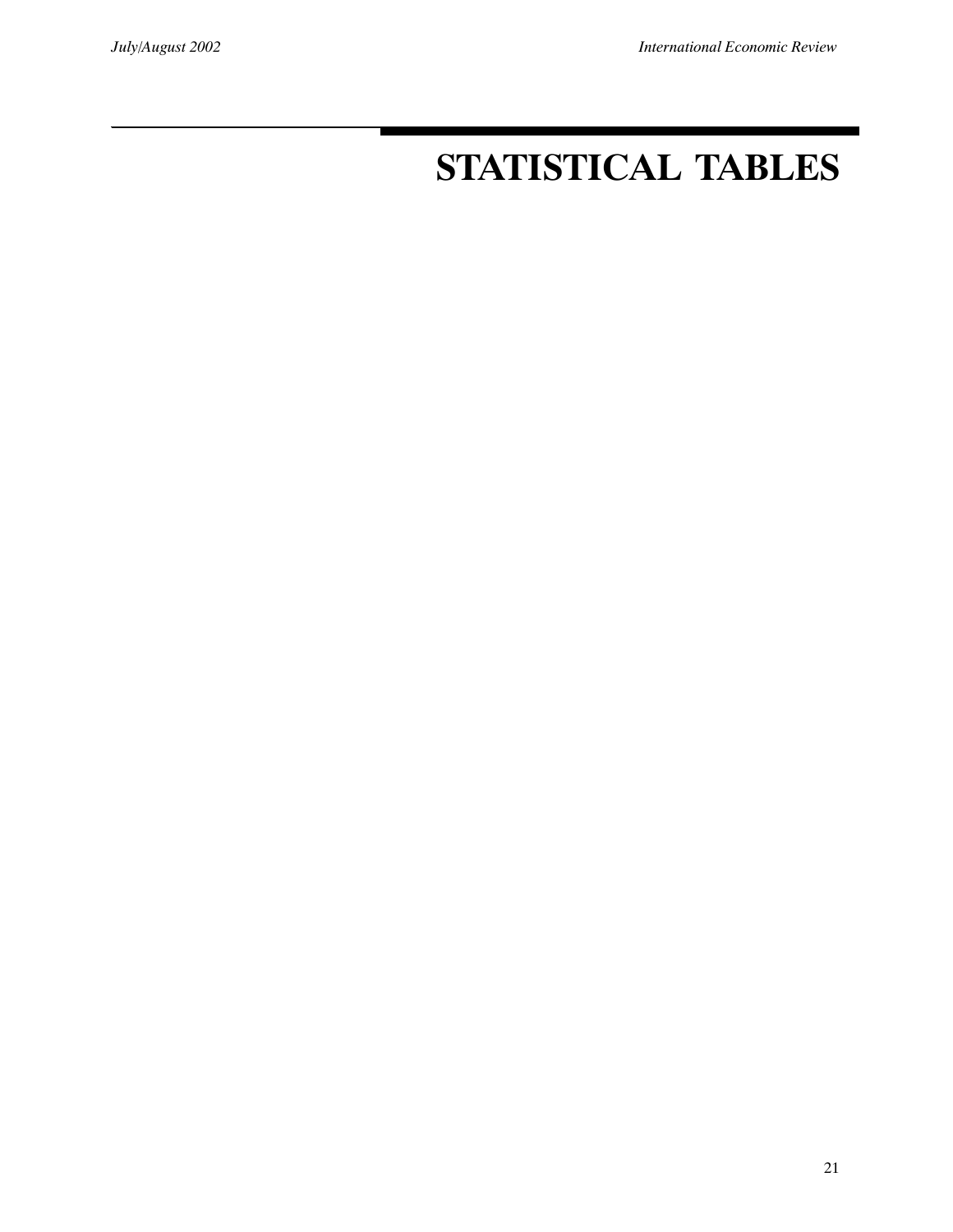# STATISTICAL TABLES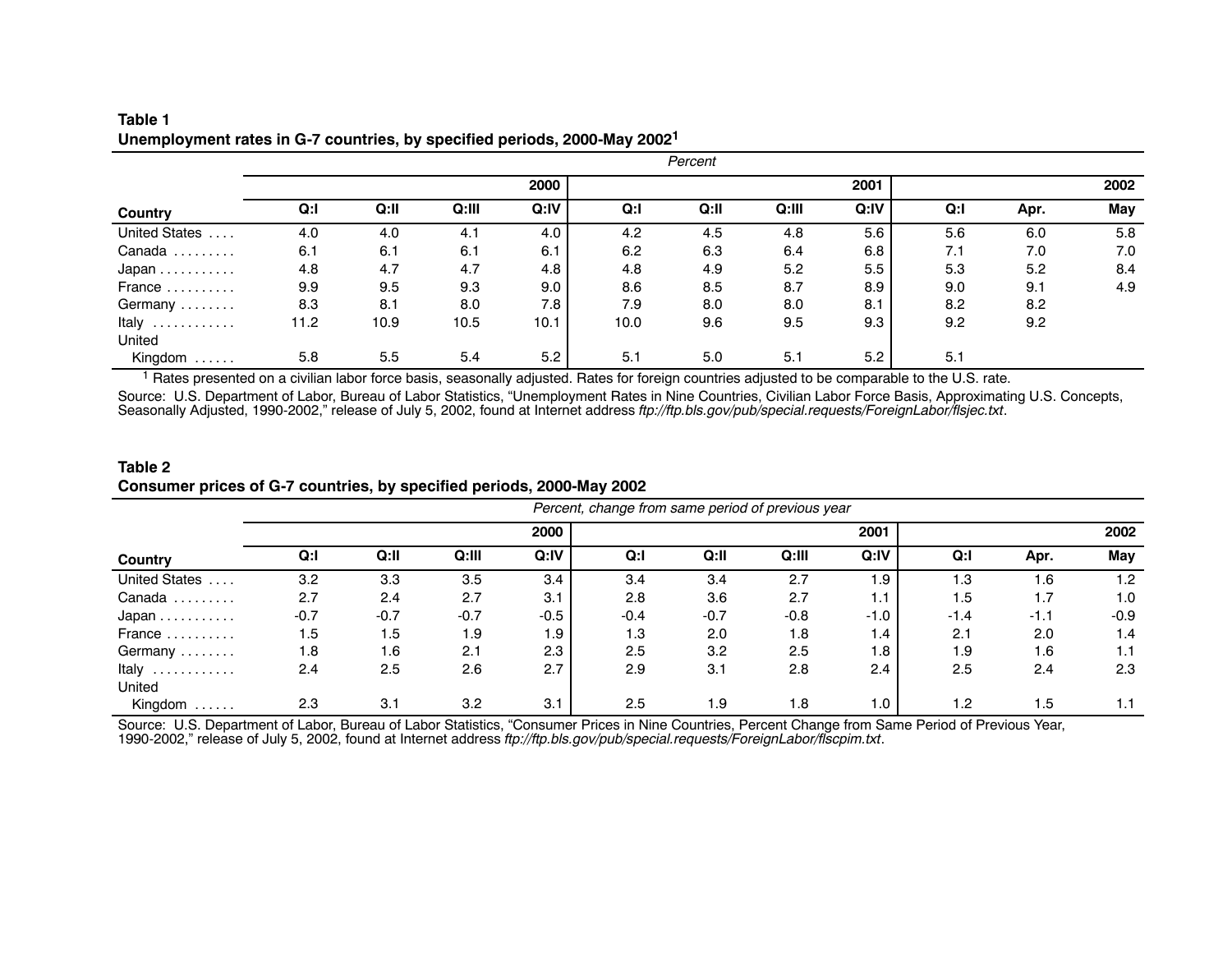**Table 1**
**Unemployment rates in G-7 countries, by specified periods, 2000-May 2002[1]**

| Country | Q:I | Q:II | Q:III | Q:IV | Q:I | Q:II | Q:III | Q:IV | Q:I | Apr. | May |
|---|---|---|---|---|---|---|---|---|---|---|---|
| | *Percent* | | | | | | | | | | |
| | 2000 | | | | 2001 | | | | 2002 | | |
| United States | 4.0 | 4.0 | 4.1 | 4.0 | 4.2 | 4.5 | 4.8 | 5.6 | 5.6 | 6.0 | 5.8 |
| Canada | 6.1 | 6.1 | 6.1 | 6.1 | 6.2 | 6.3 | 6.4 | 6.8 | 7.1 | 7.0 | 7.0 |
| Japan | 4.8 | 4.7 | 4.7 | 4.8 | 4.8 | 4.9 | 5.2 | 5.5 | 5.3 | 5.2 | 8.4 |
| France | 9.9 | 9.5 | 9.3 | 9.0 | 8.6 | 8.5 | 8.7 | 8.9 | 9.0 | 9.1 | 4.9 |
| Germany | 8.3 | 8.1 | 8.0 | 7.8 | 7.9 | 8.0 | 8.0 | 8.1 | 8.2 | 8.2 | |
| Italy | 11.2 | 10.9 | 10.5 | 10.1 | 10.0 | 9.6 | 9.5 | 9.3 | 9.2 | 9.2 | |
| United Kingdom | 5.8 | 5.5 | 5.4 | 5.2 | 5.1 | 5.0 | 5.1 | 5.2 | 5.1 | | |

[1] Rates presented on a civilian labor force basis, seasonally adjusted. Rates for foreign countries adjusted to be comparable to the U.S. rate.

Source: U.S. Department of Labor, Bureau of Labor Statistics, "Unemployment Rates in Nine Countries, Civilian Labor Force Basis, Approximating U.S. Concepts, Seasonally Adjusted, 1990-2002," release of July 5, 2002, found at Internet address *ftp://ftp.bls.gov/pub/special.requests/ForeignLabor/flsjec.txt*.

**Table 2**
**Consumer prices of G-7 countries, by specified periods, 2000-May 2002**

| Country | Q:I | Q:II | Q:III | Q:IV | Q:I | Q:II | Q:III | Q:IV | Q:I | Apr. | May |
|---|---|---|---|---|---|---|---|---|---|---|---|
| | *Percent, change from same period of previous year* | | | | | | | | | | |
| | 2000 | | | | 2001 | | | | 2002 | | |
| United States | 3.2 | 3.3 | 3.5 | 3.4 | 3.4 | 3.4 | 2.7 | 1.9 | 1.3 | 1.6 | 1.2 |
| Canada | 2.7 | 2.4 | 2.7 | 3.1 | 2.8 | 3.6 | 2.7 | 1.1 | 1.5 | 1.7 | 1.0 |
| Japan | -0.7 | -0.7 | -0.7 | -0.5 | -0.4 | -0.7 | -0.8 | -1.0 | -1.4 | -1.1 | -0.9 |
| France | 1.5 | 1.5 | 1.9 | 1.9 | 1.3 | 2.0 | 1.8 | 1.4 | 2.1 | 2.0 | 1.4 |
| Germany | 1.8 | 1.6 | 2.1 | 2.3 | 2.5 | 3.2 | 2.5 | 1.8 | 1.9 | 1.6 | 1.1 |
| Italy | 2.4 | 2.5 | 2.6 | 2.7 | 2.9 | 3.1 | 2.8 | 2.4 | 2.5 | 2.4 | 2.3 |
| United Kingdom | 2.3 | 3.1 | 3.2 | 3.1 | 2.5 | 1.9 | 1.8 | 1.0 | 1.2 | 1.5 | 1.1 |

Source: U.S. Department of Labor, Bureau of Labor Statistics, "Consumer Prices in Nine Countries, Percent Change from Same Period of Previous Year, 1990-2002," release of July 5, 2002, found at Internet address *ftp://ftp.bls.gov/pub/special.requests/ForeignLabor/flscpim.txt*.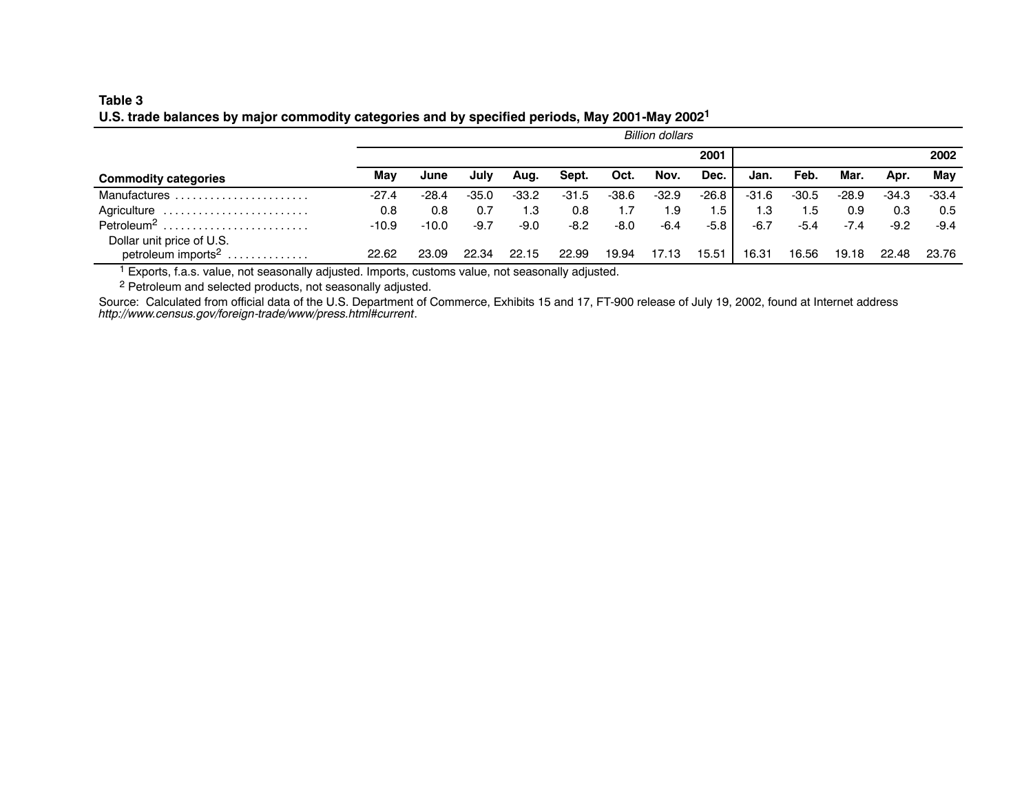**Table 3**
**U.S. trade balances by major commodity categories and by specified periods, May 2001-May 2002[1]**

*Billion dollars*

| | 2001 | | | | | | | | 2002 | | | | |
|---|---|---|---|---|---|---|---|---|---|---|---|---|---|
| **Commodity categories** | **May** | **June** | **July** | **Aug.** | **Sept.** | **Oct.** | **Nov.** | **Dec.** | **Jan.** | **Feb.** | **Mar.** | **Apr.** | **May** |
| Manufactures | -27.4 | -28.4 | -35.0 | -33.2 | -31.5 | -38.6 | -32.9 | -26.8 | -31.6 | -30.5 | -28.9 | -34.3 | -33.4 |
| Agriculture | 0.8 | 0.8 | 0.7 | 1.3 | 0.8 | 1.7 | 1.9 | 1.5 | 1.3 | 1.5 | 0.9 | 0.3 | 0.5 |
| Petroleum[2] | -10.9 | -10.0 | -9.7 | -9.0 | -8.2 | -8.0 | -6.4 | -5.8 | -6.7 | -5.4 | -7.4 | -9.2 | -9.4 |
| Dollar unit price of U.S. petroleum imports[2] | 22.62 | 23.09 | 22.34 | 22.15 | 22.99 | 19.94 | 17.13 | 15.51 | 16.31 | 16.56 | 19.18 | 22.48 | 23.76 |

[1] Exports, f.a.s. value, not seasonally adjusted. Imports, customs value, not seasonally adjusted.

[2] Petroleum and selected products, not seasonally adjusted.

Source: Calculated from official data of the U.S. Department of Commerce, Exhibits 15 and 17, FT-900 release of July 19, 2002, found at Internet address *http://www.census.gov/foreign-trade/www/press.html#current*.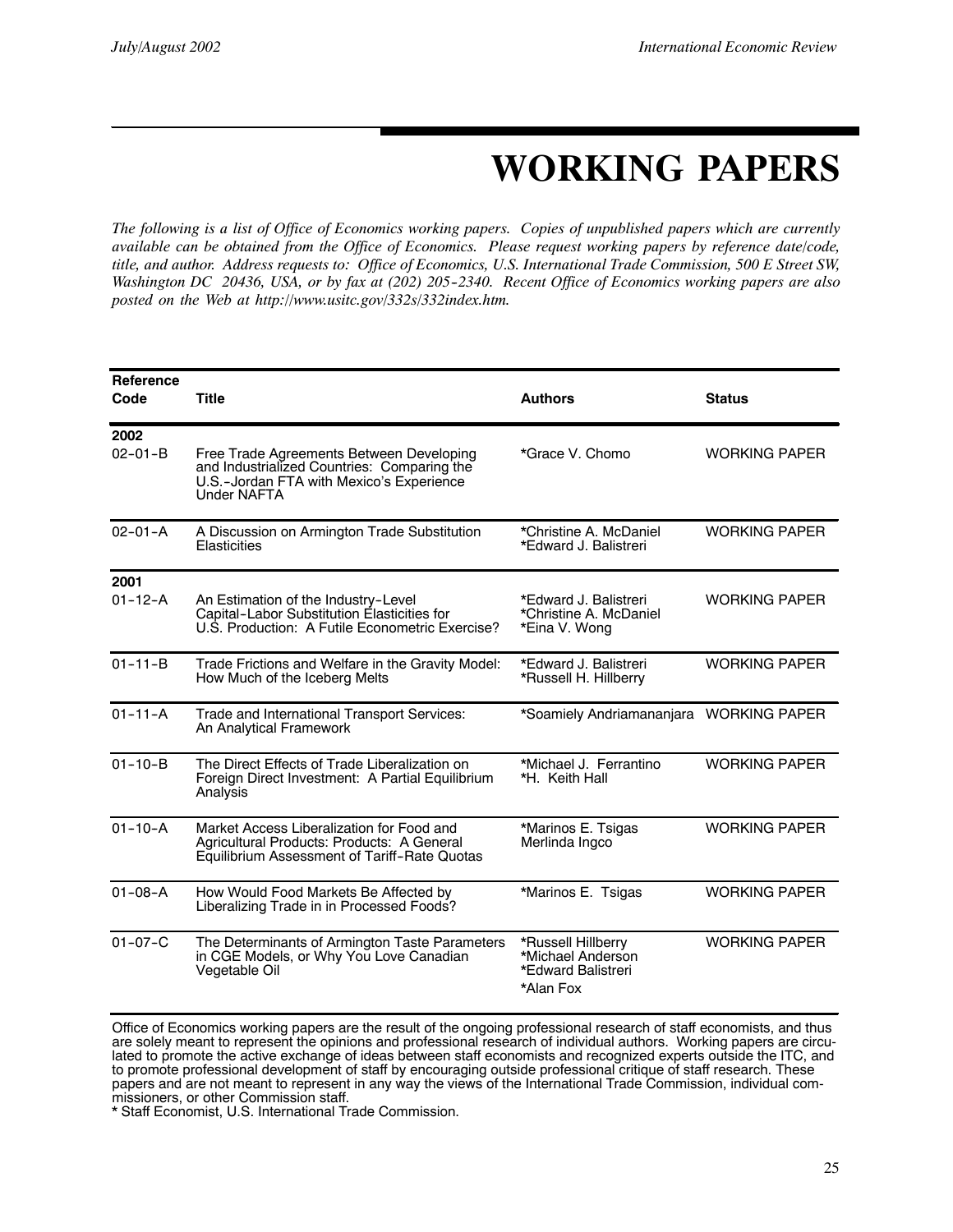# WORKING PAPERS

*The following is a list of Office of Economics working papers. Copies of unpublished papers which are currently available can be obtained from the Office of Economics. Please request working papers by reference date/code, title, and author. Address requests to: Office of Economics, U.S. International Trade Commission, 500 E Street SW, Washington DC 20436, USA, or by fax at (202) 205-2340. Recent Office of Economics working papers are also posted on the Web at http://www.usitc.gov/332s/332index.htm.*

| Reference Code | Title | Authors | Status |
|---|---|---|---|
| **2002** | | | |
| 02-01-B | Free Trade Agreements Between Developing and Industrialized Countries: Comparing the U.S.-Jordan FTA with Mexico's Experience Under NAFTA | *Grace V. Chomo | WORKING PAPER |
| 02-01-A | A Discussion on Armington Trade Substitution Elasticities | *Christine A. McDaniel<br>*Edward J. Balistreri | WORKING PAPER |
| **2001** | | | |
| 01-12-A | An Estimation of the Industry-Level Capital-Labor Substitution Elasticities for U.S. Production: A Futile Econometric Exercise? | *Edward J. Balistreri<br>*Christine A. McDaniel<br>*Eina V. Wong | WORKING PAPER |
| 01-11-B | Trade Frictions and Welfare in the Gravity Model: How Much of the Iceberg Melts | *Edward J. Balistreri<br>*Russell H. Hillberry | WORKING PAPER |
| 01-11-A | Trade and International Transport Services: An Analytical Framework | *Soamiely Andriamananjara | WORKING PAPER |
| 01-10-B | The Direct Effects of Trade Liberalization on Foreign Direct Investment: A Partial Equilibrium Analysis | *Michael J. Ferrantino<br>*H. Keith Hall | WORKING PAPER |
| 01-10-A | Market Access Liberalization for Food and Agricultural Products: Products: A General Equilibrium Assessment of Tariff-Rate Quotas | *Marinos E. Tsigas<br>Merlinda Ingco | WORKING PAPER |
| 01-08-A | How Would Food Markets Be Affected by Liberalizing Trade in in Processed Foods? | *Marinos E. Tsigas | WORKING PAPER |
| 01-07-C | The Determinants of Armington Taste Parameters in CGE Models, or Why You Love Canadian Vegetable Oil | *Russell Hillberry<br>*Michael Anderson<br>*Edward Balistreri<br>*Alan Fox | WORKING PAPER |

Office of Economics working papers are the result of the ongoing professional research of staff economists, and thus are solely meant to represent the opinions and professional research of individual authors. Working papers are circulated to promote the active exchange of ideas between staff economists and recognized experts outside the ITC, and to promote professional development of staff by encouraging outside professional critique of staff research. These papers and are not meant to represent in any way the views of the International Trade Commission, individual commissioners, or other Commission staff.

* Staff Economist, U.S. International Trade Commission.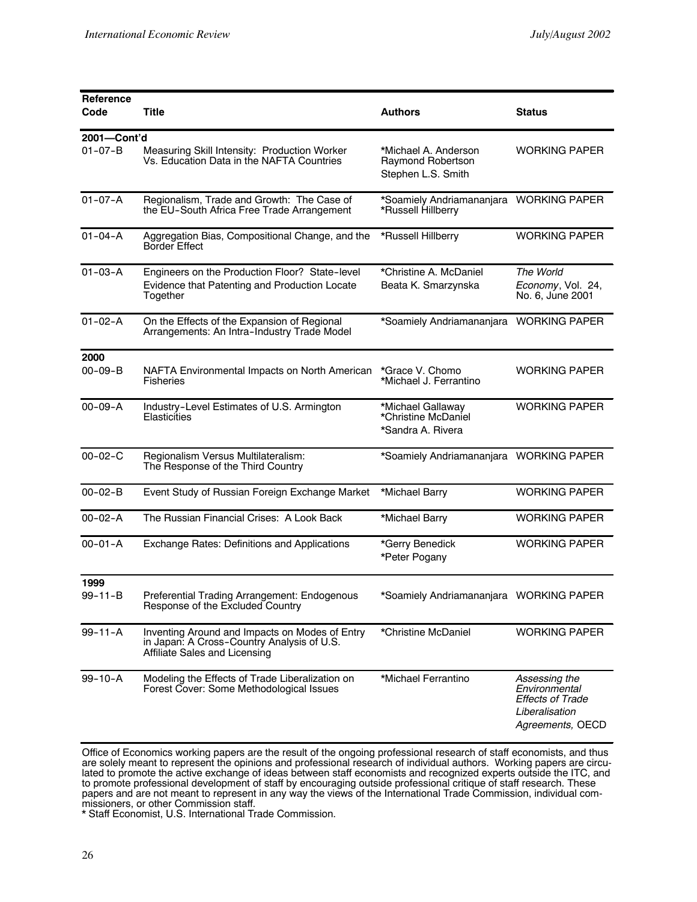| Reference Code | Title | Authors | Status |
|---|---|---|---|
| **2001—Cont'd** | | | |
| 01-07-B | Measuring Skill Intensity: Production Worker Vs. Education Data in the NAFTA Countries | *Michael A. Anderson<br>Raymond Robertson<br>Stephen L.S. Smith | WORKING PAPER |
| 01-07-A | Regionalism, Trade and Growth: The Case of the EU-South Africa Free Trade Arrangement | *Soamiely Andriamananjara<br>*Russell Hillberry | WORKING PAPER |
| 01-04-A | Aggregation Bias, Compositional Change, and the Border Effect | *Russell Hillberry | WORKING PAPER |
| 01-03-A | Engineers on the Production Floor? State-level Evidence that Patenting and Production Locate Together | *Christine A. McDaniel<br>Beata K. Smarzynska | *The World Economy*, Vol. 24, No. 6, June 2001 |
| 01-02-A | On the Effects of the Expansion of Regional Arrangements: An Intra-Industry Trade Model | *Soamiely Andriamananjara | WORKING PAPER |
| **2000** | | | |
| 00-09-B | NAFTA Environmental Impacts on North American Fisheries | *Grace V. Chomo<br>*Michael J. Ferrantino | WORKING PAPER |
| 00-09-A | Industry-Level Estimates of U.S. Armington Elasticities | *Michael Gallaway<br>*Christine McDaniel<br>*Sandra A. Rivera | WORKING PAPER |
| 00-02-C | Regionalism Versus Multilateralism: The Response of the Third Country | *Soamiely Andriamananjara | WORKING PAPER |
| 00-02-B | Event Study of Russian Foreign Exchange Market | *Michael Barry | WORKING PAPER |
| 00-02-A | The Russian Financial Crises: A Look Back | *Michael Barry | WORKING PAPER |
| 00-01-A | Exchange Rates: Definitions and Applications | *Gerry Benedick<br>*Peter Pogany | WORKING PAPER |
| **1999** | | | |
| 99-11-B | Preferential Trading Arrangement: Endogenous Response of the Excluded Country | *Soamiely Andriamananjara | WORKING PAPER |
| 99-11-A | Inventing Around and Impacts on Modes of Entry in Japan: A Cross-Country Analysis of U.S. Affiliate Sales and Licensing | *Christine McDaniel | WORKING PAPER |
| 99-10-A | Modeling the Effects of Trade Liberalization on Forest Cover: Some Methodological Issues | *Michael Ferrantino | *Assessing the Environmental Effects of Trade Liberalisation Agreements,* OECD |

Office of Economics working papers are the result of the ongoing professional research of staff economists, and thus are solely meant to represent the opinions and professional research of individual authors. Working papers are circulated to promote the active exchange of ideas between staff economists and recognized experts outside the ITC, and to promote professional development of staff by encouraging outside professional critique of staff research. These papers and are not meant to represent in any way the views of the International Trade Commission, individual commissioners, or other Commission staff.

* Staff Economist, U.S. International Trade Commission.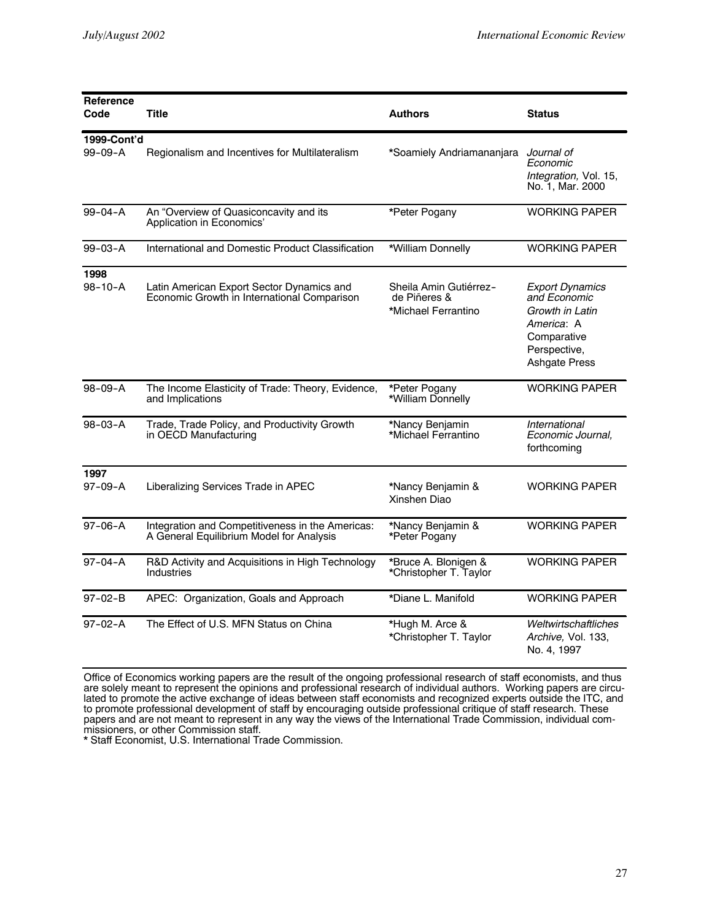| Reference Code | Title | Authors | Status |
|---|---|---|---|
| **1999-Cont'd** | | | |
| 99–09–A | Regionalism and Incentives for Multilateralism | *Soamiely Andriamananjara | *Journal of Economic Integration,* Vol. 15, No. 1, Mar. 2000 |
| 99–04–A | An "Overview of Quasiconcavity and its Application in Economics' | *Peter Pogany | WORKING PAPER |
| 99–03–A | International and Domestic Product Classification | *William Donnelly | WORKING PAPER |
| **1998** | | | |
| 98–10–A | Latin American Export Sector Dynamics and Economic Growth in International Comparison | Sheila Amin Gutiérrez-de Piñeres & *Michael Ferrantino | *Export Dynamics and Economic Growth in Latin America*: A Comparative Perspective, Ashgate Press |
| 98–09–A | The Income Elasticity of Trade: Theory, Evidence, and Implications | *Peter Pogany *William Donnelly | WORKING PAPER |
| 98–03–A | Trade, Trade Policy, and Productivity Growth in OECD Manufacturing | *Nancy Benjamin *Michael Ferrantino | *International Economic Journal,* forthcoming |
| **1997** | | | |
| 97–09–A | Liberalizing Services Trade in APEC | *Nancy Benjamin & Xinshen Diao | WORKING PAPER |
| 97–06–A | Integration and Competitiveness in the Americas: A General Equilibrium Model for Analysis | *Nancy Benjamin & *Peter Pogany | WORKING PAPER |
| 97–04–A | R&D Activity and Acquisitions in High Technology Industries | *Bruce A. Blonigen & *Christopher T. Taylor | WORKING PAPER |
| 97–02–B | APEC: Organization, Goals and Approach | *Diane L. Manifold | WORKING PAPER |
| 97–02–A | The Effect of U.S. MFN Status on China | *Hugh M. Arce & *Christopher T. Taylor | *Weltwirtschaftliches Archive,* Vol. 133, No. 4, 1997 |

Office of Economics working papers are the result of the ongoing professional research of staff economists, and thus are solely meant to represent the opinions and professional research of individual authors. Working papers are circulated to promote the active exchange of ideas between staff economists and recognized experts outside the ITC, and to promote professional development of staff by encouraging outside professional critique of staff research. These papers and are not meant to represent in any way the views of the International Trade Commission, individual commissioners, or other Commission staff.

* Staff Economist, U.S. International Trade Commission.